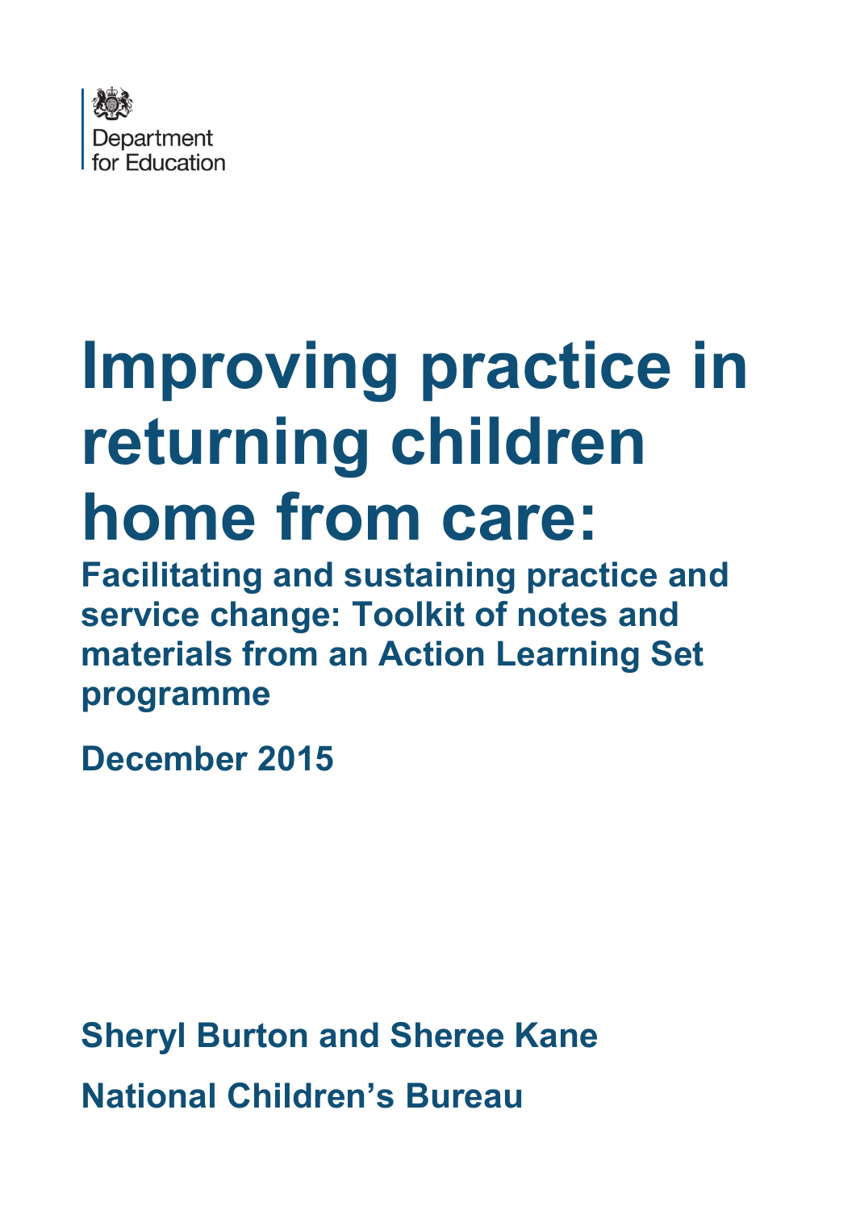Department for Education

# Improving practice in returning children home from care:

## Facilitating and sustaining practice and service change: Toolkit of notes and materials from an Action Learning Set programme

**December 2015**

**Sheryl Burton and Sheree Kane**

**National Children's Bureau**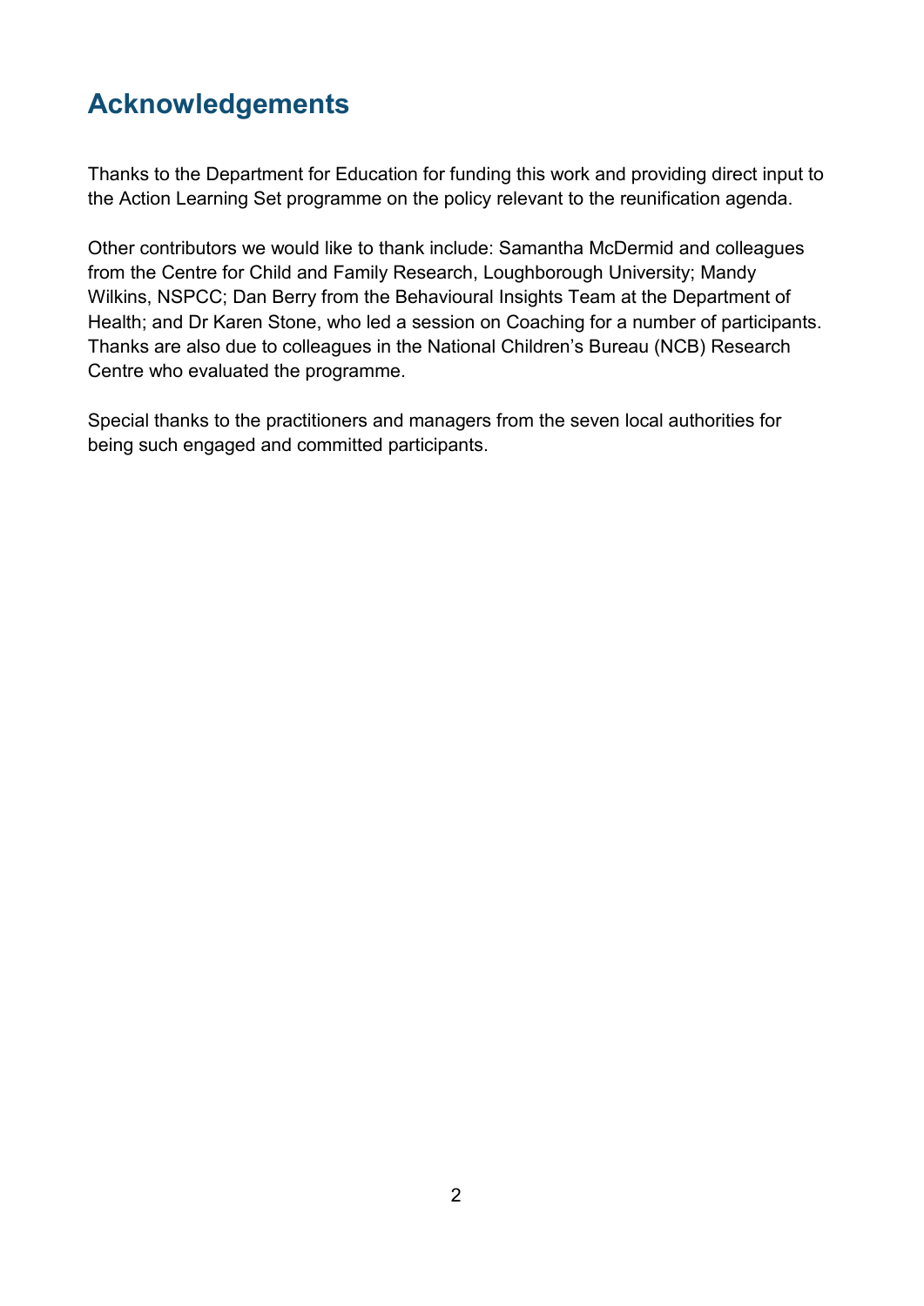## Acknowledgements

Thanks to the Department for Education for funding this work and providing direct input to the Action Learning Set programme on the policy relevant to the reunification agenda.

Other contributors we would like to thank include: Samantha McDermid and colleagues from the Centre for Child and Family Research, Loughborough University; Mandy Wilkins, NSPCC; Dan Berry from the Behavioural Insights Team at the Department of Health; and Dr Karen Stone, who led a session on Coaching for a number of participants. Thanks are also due to colleagues in the National Children's Bureau (NCB) Research Centre who evaluated the programme.

Special thanks to the practitioners and managers from the seven local authorities for being such engaged and committed participants.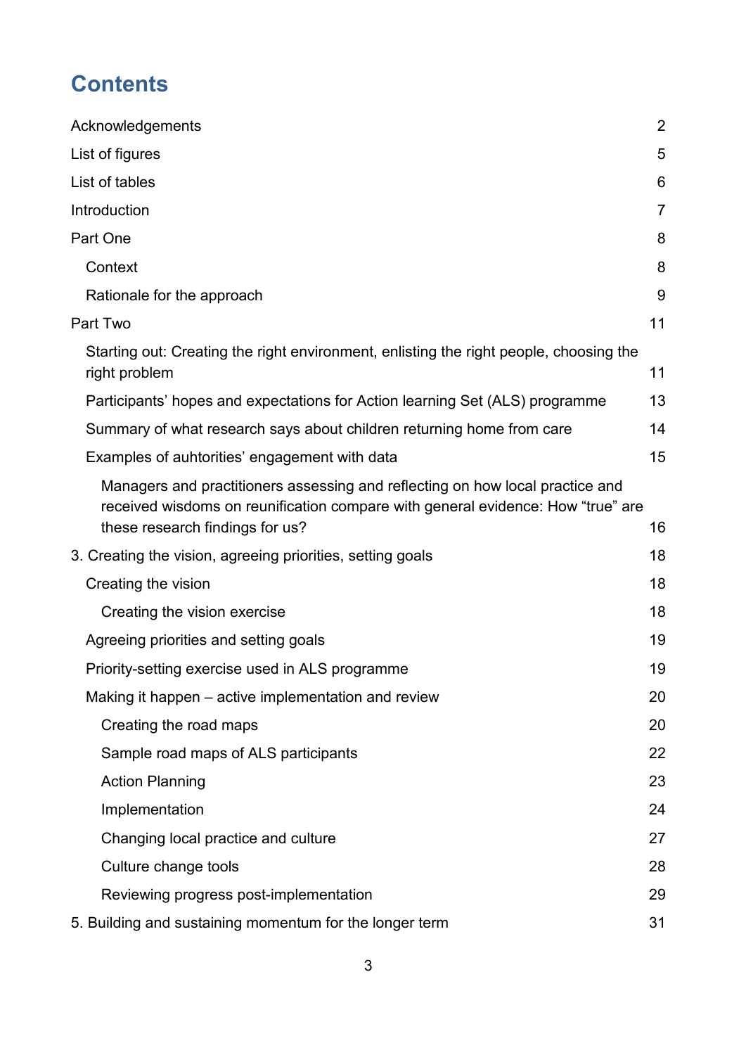# Contents

Acknowledgements 2

List of figures 5

List of tables 6

Introduction 7

Part One 8

- Context 8
- Rationale for the approach 9

Part Two 11

- Starting out: Creating the right environment, enlisting the right people, choosing the right problem 11
- Participants' hopes and expectations for Action learning Set (ALS) programme 13
- Summary of what research says about children returning home from care 14
- Examples of auhtorities' engagement with data 15
  - Managers and practitioners assessing and reflecting on how local practice and received wisdoms on reunification compare with general evidence: How "true" are these research findings for us? 16

3. Creating the vision, agreeing priorities, setting goals 18

- Creating the vision 18
  - Creating the vision exercise 18
- Agreeing priorities and setting goals 19
- Priority-setting exercise used in ALS programme 19
- Making it happen – active implementation and review 20
  - Creating the road maps 20
  - Sample road maps of ALS participants 22
  - Action Planning 23
  - Implementation 24
  - Changing local practice and culture 27
  - Culture change tools 28
  - Reviewing progress post-implementation 29

5. Building and sustaining momentum for the longer term 31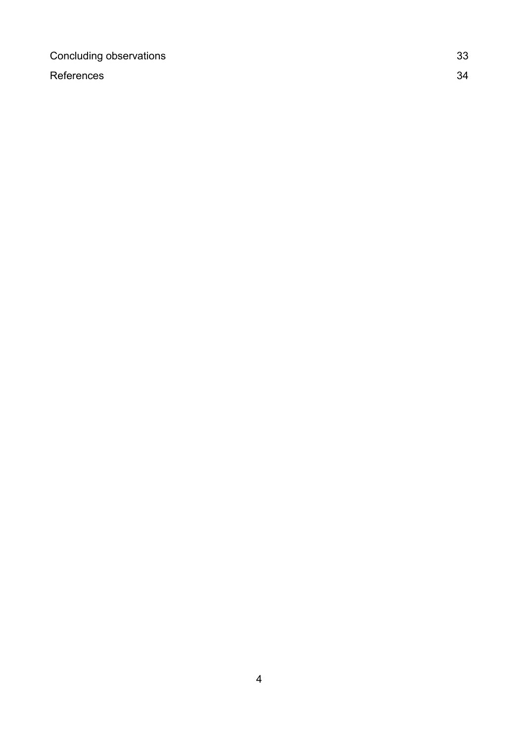Concluding observations 33

References 34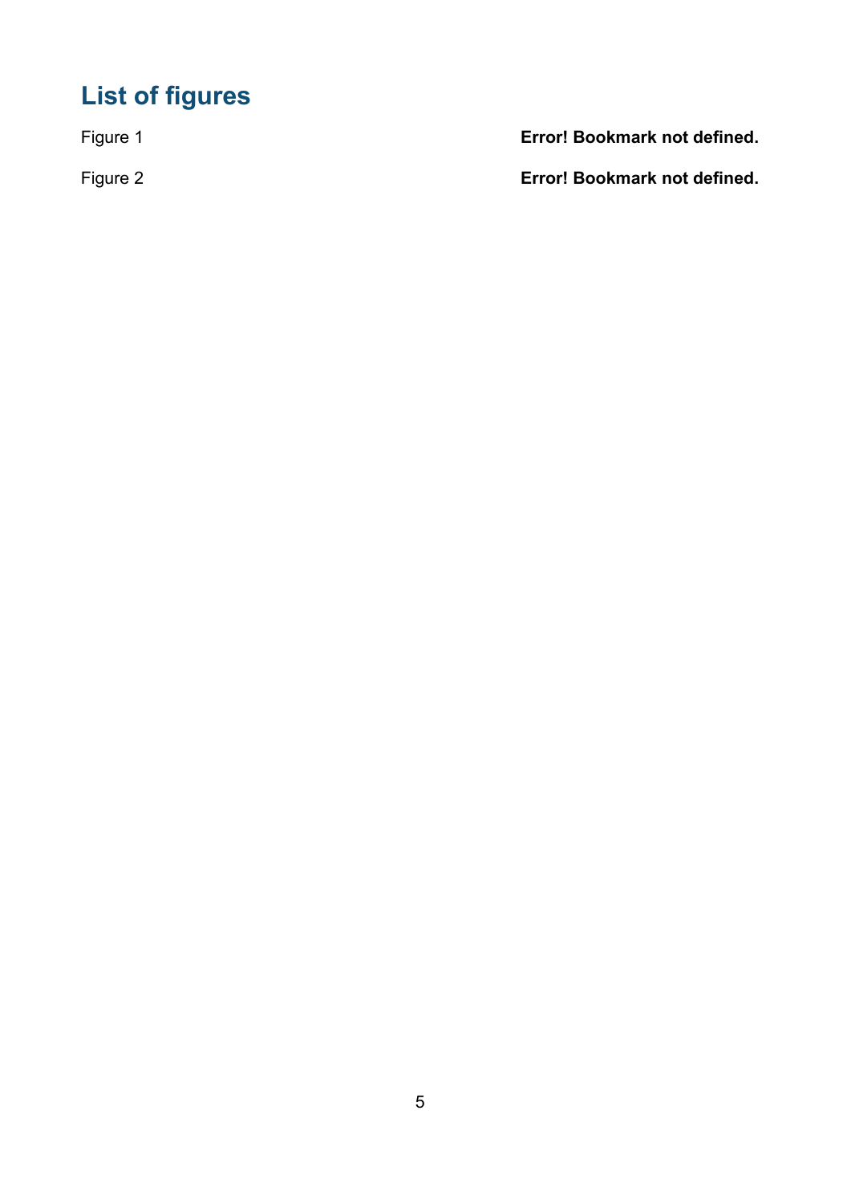# List of figures

Figure 1 **Error! Bookmark not defined.**

Figure 2 **Error! Bookmark not defined.**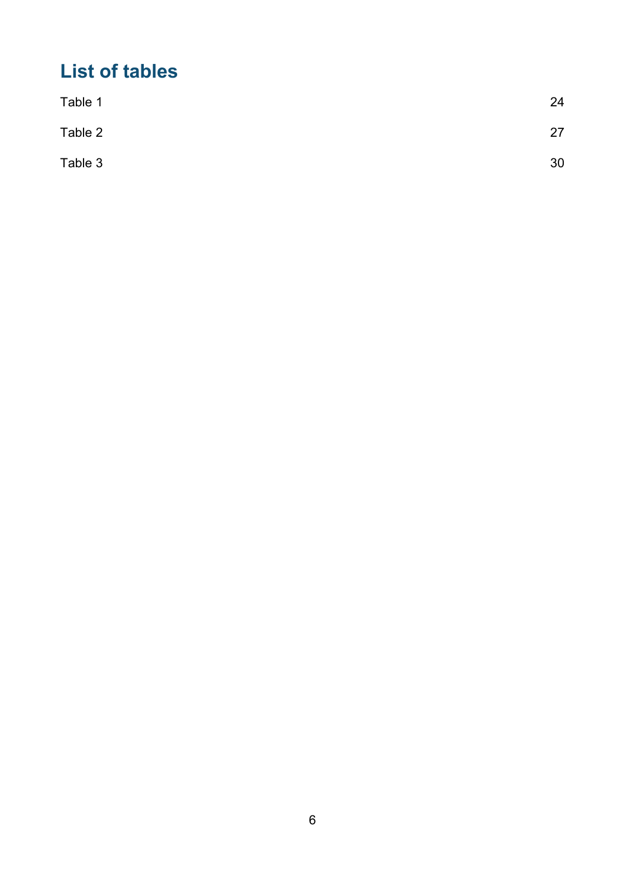# List of tables

Table 1 24

Table 2 27

Table 3 30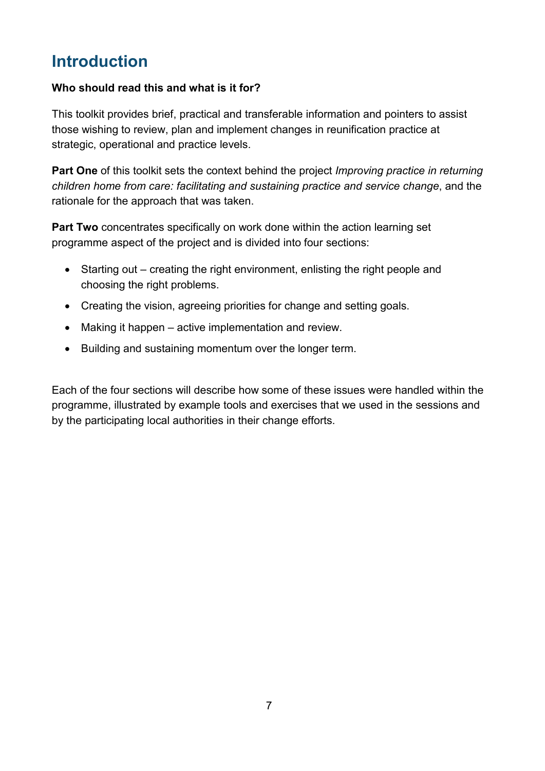# Introduction

**Who should read this and what is it for?**

This toolkit provides brief, practical and transferable information and pointers to assist those wishing to review, plan and implement changes in reunification practice at strategic, operational and practice levels.

**Part One** of this toolkit sets the context behind the project *Improving practice in returning children home from care: facilitating and sustaining practice and service change*, and the rationale for the approach that was taken.

**Part Two** concentrates specifically on work done within the action learning set programme aspect of the project and is divided into four sections:

- Starting out – creating the right environment, enlisting the right people and choosing the right problems.
- Creating the vision, agreeing priorities for change and setting goals.
- Making it happen – active implementation and review.
- Building and sustaining momentum over the longer term.

Each of the four sections will describe how some of these issues were handled within the programme, illustrated by example tools and exercises that we used in the sessions and by the participating local authorities in their change efforts.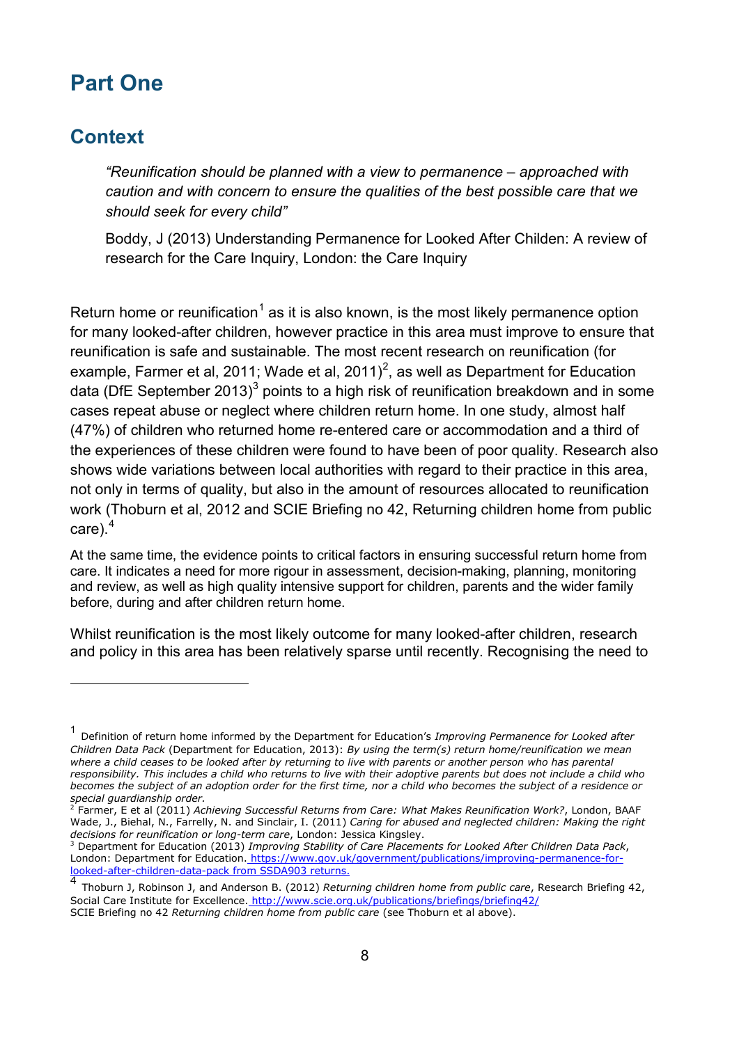# Part One

## Context

> *"Reunification should be planned with a view to permanence – approached with caution and with concern to ensure the qualities of the best possible care that we should seek for every child"*
>
> Boddy, J (2013) Understanding Permanence for Looked After Childen: A review of research for the Care Inquiry, London: the Care Inquiry

Return home or reunification[1] as it is also known, is the most likely permanence option for many looked-after children, however practice in this area must improve to ensure that reunification is safe and sustainable. The most recent research on reunification (for example, Farmer et al, 2011; Wade et al, 2011)[2], as well as Department for Education data (DfE September 2013)[3] points to a high risk of reunification breakdown and in some cases repeat abuse or neglect where children return home. In one study, almost half (47%) of children who returned home re-entered care or accommodation and a third of the experiences of these children were found to have been of poor quality. Research also shows wide variations between local authorities with regard to their practice in this area, not only in terms of quality, but also in the amount of resources allocated to reunification work (Thoburn et al, 2012 and SCIE Briefing no 42, Returning children home from public care).[4]

At the same time, the evidence points to critical factors in ensuring successful return home from care. It indicates a need for more rigour in assessment, decision-making, planning, monitoring and review, as well as high quality intensive support for children, parents and the wider family before, during and after children return home.

Whilst reunification is the most likely outcome for many looked-after children, research and policy in this area has been relatively sparse until recently. Recognising the need to

---

[1] Definition of return home informed by the Department for Education's *Improving Permanence for Looked after Children Data Pack* (Department for Education, 2013): *By using the term(s) return home/reunification we mean where a child ceases to be looked after by returning to live with parents or another person who has parental responsibility. This includes a child who returns to live with their adoptive parents but does not include a child who becomes the subject of an adoption order for the first time, nor a child who becomes the subject of a residence or special guardianship order.*

[2] Farmer, E et al (2011) *Achieving Successful Returns from Care: What Makes Reunification Work?*, London, BAAF
Wade, J., Biehal, N., Farrelly, N. and Sinclair, I. (2011) *Caring for abused and neglected children: Making the right decisions for reunification or long-term care*, London: Jessica Kingsley.

[3] Department for Education (2013) *Improving Stability of Care Placements for Looked After Children Data Pack*, London: Department for Education. https://www.gov.uk/government/publications/improving-permanence-for-looked-after-children-data-pack from SSDA903 returns.

[4] Thoburn J, Robinson J, and Anderson B. (2012) *Returning children home from public care*, Research Briefing 42, Social Care Institute for Excellence. http://www.scie.org.uk/publications/briefings/briefing42/
SCIE Briefing no 42 *Returning children home from public care* (see Thoburn et al above).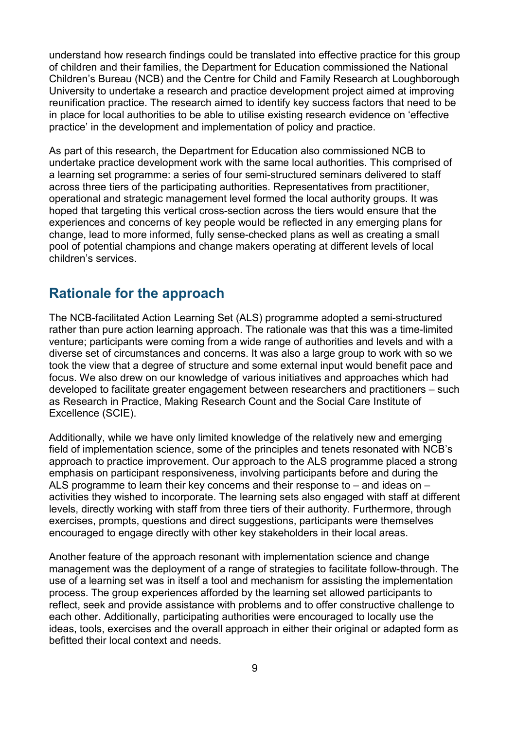understand how research findings could be translated into effective practice for this group of children and their families, the Department for Education commissioned the National Children's Bureau (NCB) and the Centre for Child and Family Research at Loughborough University to undertake a research and practice development project aimed at improving reunification practice. The research aimed to identify key success factors that need to be in place for local authorities to be able to utilise existing research evidence on 'effective practice' in the development and implementation of policy and practice.

As part of this research, the Department for Education also commissioned NCB to undertake practice development work with the same local authorities. This comprised of a learning set programme: a series of four semi-structured seminars delivered to staff across three tiers of the participating authorities. Representatives from practitioner, operational and strategic management level formed the local authority groups. It was hoped that targeting this vertical cross-section across the tiers would ensure that the experiences and concerns of key people would be reflected in any emerging plans for change, lead to more informed, fully sense-checked plans as well as creating a small pool of potential champions and change makers operating at different levels of local children's services.

## Rationale for the approach

The NCB-facilitated Action Learning Set (ALS) programme adopted a semi-structured rather than pure action learning approach. The rationale was that this was a time-limited venture; participants were coming from a wide range of authorities and levels and with a diverse set of circumstances and concerns. It was also a large group to work with so we took the view that a degree of structure and some external input would benefit pace and focus. We also drew on our knowledge of various initiatives and approaches which had developed to facilitate greater engagement between researchers and practitioners – such as Research in Practice, Making Research Count and the Social Care Institute of Excellence (SCIE).

Additionally, while we have only limited knowledge of the relatively new and emerging field of implementation science, some of the principles and tenets resonated with NCB's approach to practice improvement. Our approach to the ALS programme placed a strong emphasis on participant responsiveness, involving participants before and during the ALS programme to learn their key concerns and their response to – and ideas on – activities they wished to incorporate. The learning sets also engaged with staff at different levels, directly working with staff from three tiers of their authority. Furthermore, through exercises, prompts, questions and direct suggestions, participants were themselves encouraged to engage directly with other key stakeholders in their local areas.

Another feature of the approach resonant with implementation science and change management was the deployment of a range of strategies to facilitate follow-through. The use of a learning set was in itself a tool and mechanism for assisting the implementation process. The group experiences afforded by the learning set allowed participants to reflect, seek and provide assistance with problems and to offer constructive challenge to each other. Additionally, participating authorities were encouraged to locally use the ideas, tools, exercises and the overall approach in either their original or adapted form as befitted their local context and needs.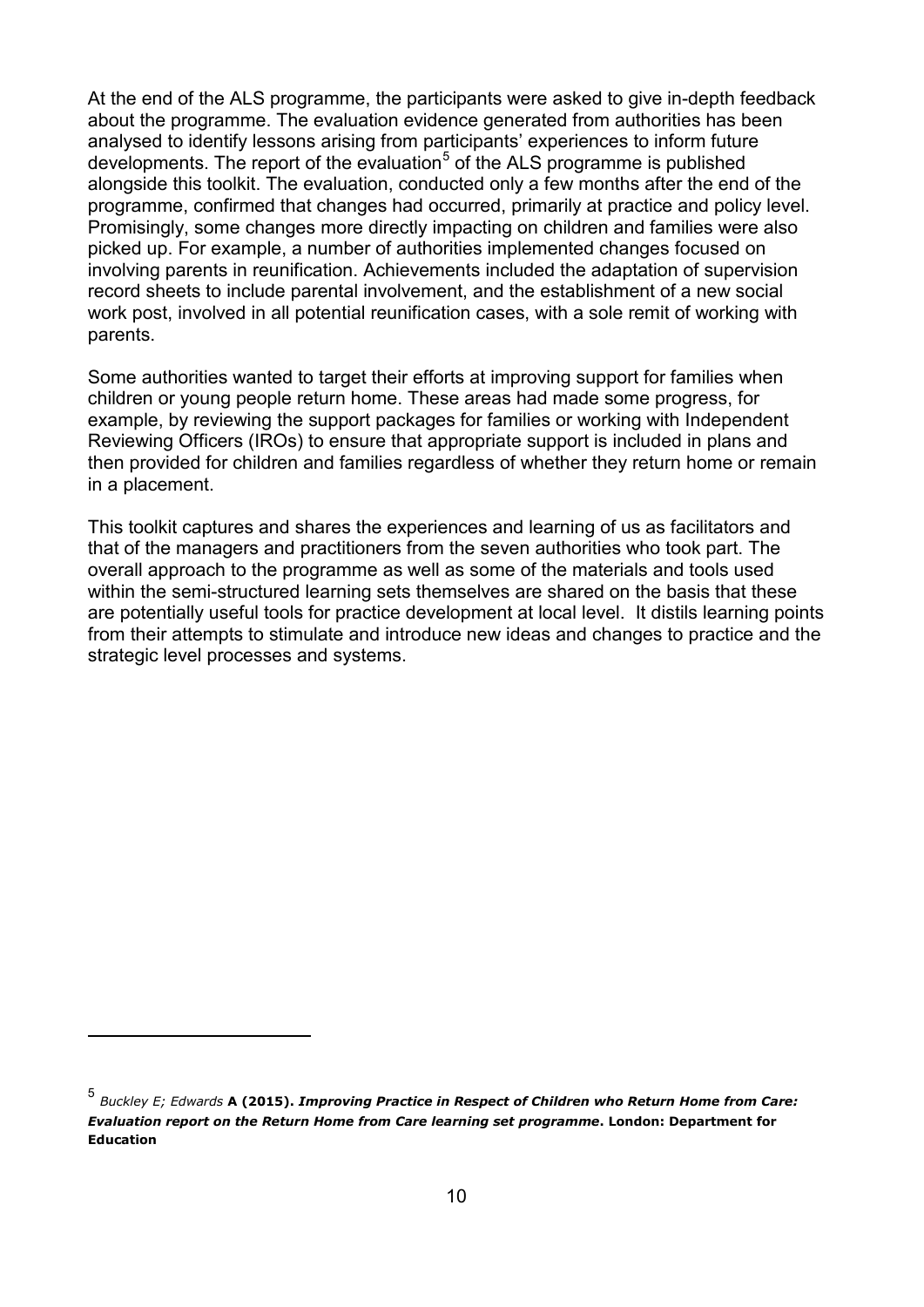At the end of the ALS programme, the participants were asked to give in-depth feedback about the programme. The evaluation evidence generated from authorities has been analysed to identify lessons arising from participants' experiences to inform future developments. The report of the evaluation[5] of the ALS programme is published alongside this toolkit. The evaluation, conducted only a few months after the end of the programme, confirmed that changes had occurred, primarily at practice and policy level. Promisingly, some changes more directly impacting on children and families were also picked up. For example, a number of authorities implemented changes focused on involving parents in reunification. Achievements included the adaptation of supervision record sheets to include parental involvement, and the establishment of a new social work post, involved in all potential reunification cases, with a sole remit of working with parents.

Some authorities wanted to target their efforts at improving support for families when children or young people return home. These areas had made some progress, for example, by reviewing the support packages for families or working with Independent Reviewing Officers (IROs) to ensure that appropriate support is included in plans and then provided for children and families regardless of whether they return home or remain in a placement.

This toolkit captures and shares the experiences and learning of us as facilitators and that of the managers and practitioners from the seven authorities who took part. The overall approach to the programme as well as some of the materials and tools used within the semi-structured learning sets themselves are shared on the basis that these are potentially useful tools for practice development at local level. It distils learning points from their attempts to stimulate and introduce new ideas and changes to practice and the strategic level processes and systems.

---

[5] *Buckley E; Edwards* **A (2015).** ***Improving Practice in Respect of Children who Return Home from Care: Evaluation report on the Return Home from Care learning set programme*. London: Department for Education**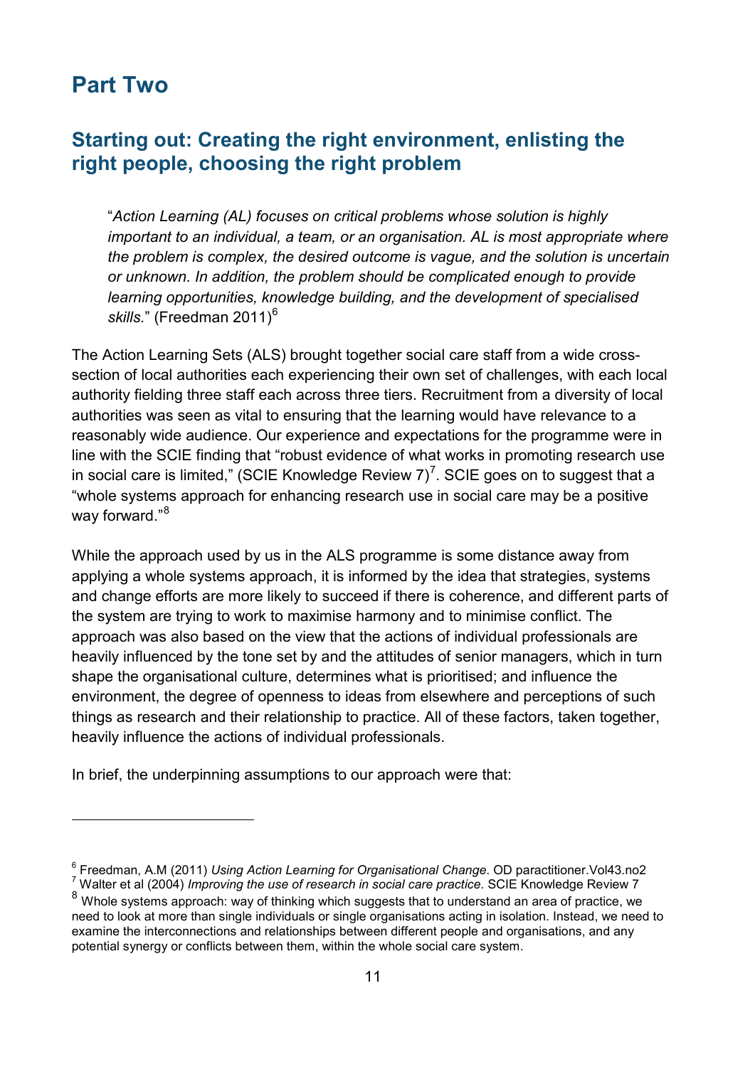# Part Two

## Starting out: Creating the right environment, enlisting the right people, choosing the right problem

> "*Action Learning (AL) focuses on critical problems whose solution is highly important to an individual, a team, or an organisation. AL is most appropriate where the problem is complex, the desired outcome is vague, and the solution is uncertain or unknown. In addition, the problem should be complicated enough to provide learning opportunities, knowledge building, and the development of specialised skills.*" (Freedman 2011)[6]

The Action Learning Sets (ALS) brought together social care staff from a wide cross-section of local authorities each experiencing their own set of challenges, with each local authority fielding three staff each across three tiers. Recruitment from a diversity of local authorities was seen as vital to ensuring that the learning would have relevance to a reasonably wide audience. Our experience and expectations for the programme were in line with the SCIE finding that "robust evidence of what works in promoting research use in social care is limited," (SCIE Knowledge Review 7)[7]. SCIE goes on to suggest that a "whole systems approach for enhancing research use in social care may be a positive way forward."[8]

While the approach used by us in the ALS programme is some distance away from applying a whole systems approach, it is informed by the idea that strategies, systems and change efforts are more likely to succeed if there is coherence, and different parts of the system are trying to work to maximise harmony and to minimise conflict. The approach was also based on the view that the actions of individual professionals are heavily influenced by the tone set by and the attitudes of senior managers, which in turn shape the organisational culture, determines what is prioritised; and influence the environment, the degree of openness to ideas from elsewhere and perceptions of such things as research and their relationship to practice. All of these factors, taken together, heavily influence the actions of individual professionals.

In brief, the underpinning assumptions to our approach were that:

---

[6] Freedman, A.M (2011) *Using Action Learning for Organisational Change*. OD paractitioner.Vol43.no2

[7] Walter et al (2004) *Improving the use of research in social care practice*. SCIE Knowledge Review 7

[8] Whole systems approach: way of thinking which suggests that to understand an area of practice, we need to look at more than single individuals or single organisations acting in isolation. Instead, we need to examine the interconnections and relationships between different people and organisations, and any potential synergy or conflicts between them, within the whole social care system.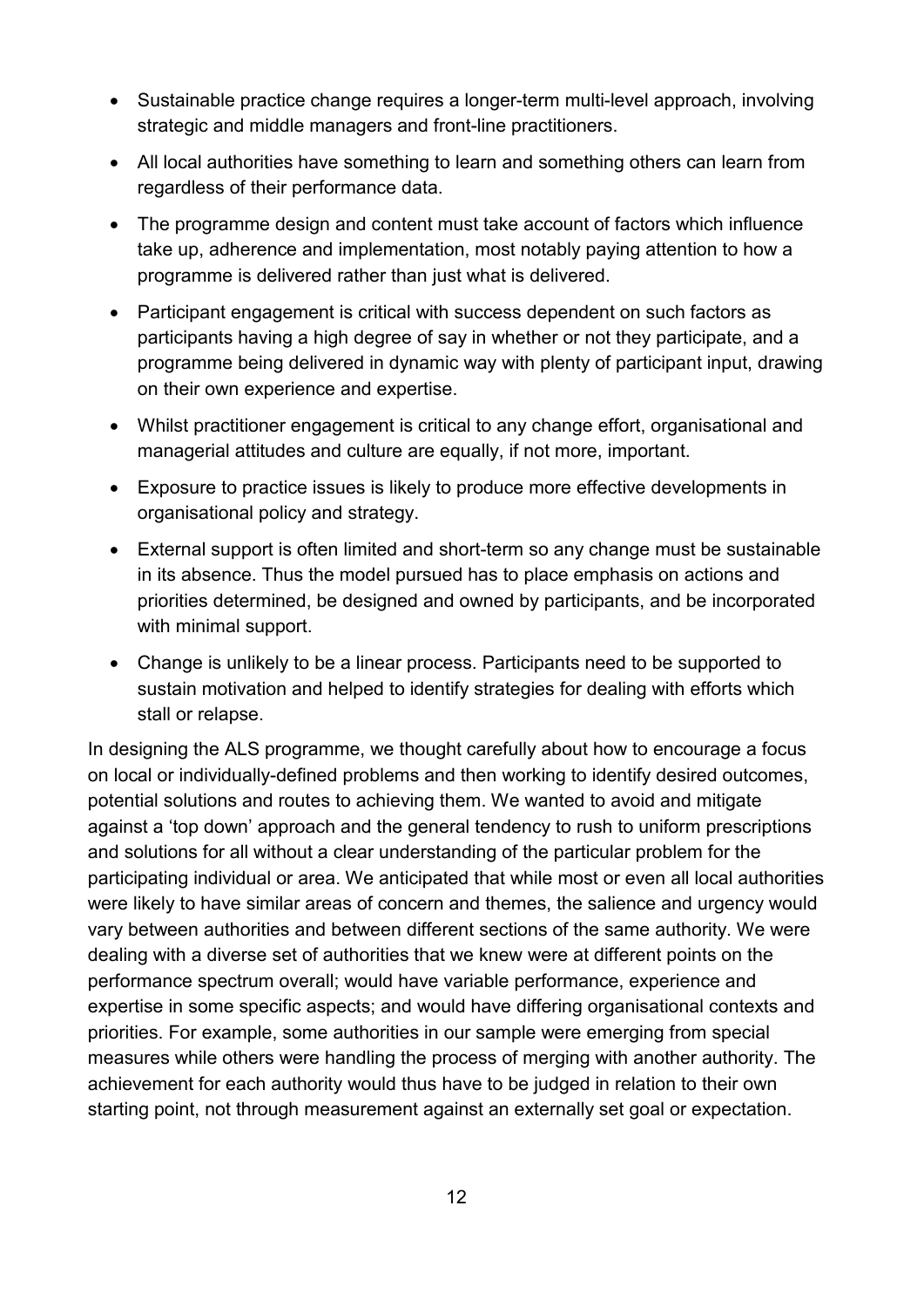- Sustainable practice change requires a longer-term multi-level approach, involving strategic and middle managers and front-line practitioners.
- All local authorities have something to learn and something others can learn from regardless of their performance data.
- The programme design and content must take account of factors which influence take up, adherence and implementation, most notably paying attention to how a programme is delivered rather than just what is delivered.
- Participant engagement is critical with success dependent on such factors as participants having a high degree of say in whether or not they participate, and a programme being delivered in dynamic way with plenty of participant input, drawing on their own experience and expertise.
- Whilst practitioner engagement is critical to any change effort, organisational and managerial attitudes and culture are equally, if not more, important.
- Exposure to practice issues is likely to produce more effective developments in organisational policy and strategy.
- External support is often limited and short-term so any change must be sustainable in its absence. Thus the model pursued has to place emphasis on actions and priorities determined, be designed and owned by participants, and be incorporated with minimal support.
- Change is unlikely to be a linear process. Participants need to be supported to sustain motivation and helped to identify strategies for dealing with efforts which stall or relapse.

In designing the ALS programme, we thought carefully about how to encourage a focus on local or individually-defined problems and then working to identify desired outcomes, potential solutions and routes to achieving them. We wanted to avoid and mitigate against a 'top down' approach and the general tendency to rush to uniform prescriptions and solutions for all without a clear understanding of the particular problem for the participating individual or area. We anticipated that while most or even all local authorities were likely to have similar areas of concern and themes, the salience and urgency would vary between authorities and between different sections of the same authority. We were dealing with a diverse set of authorities that we knew were at different points on the performance spectrum overall; would have variable performance, experience and expertise in some specific aspects; and would have differing organisational contexts and priorities. For example, some authorities in our sample were emerging from special measures while others were handling the process of merging with another authority. The achievement for each authority would thus have to be judged in relation to their own starting point, not through measurement against an externally set goal or expectation.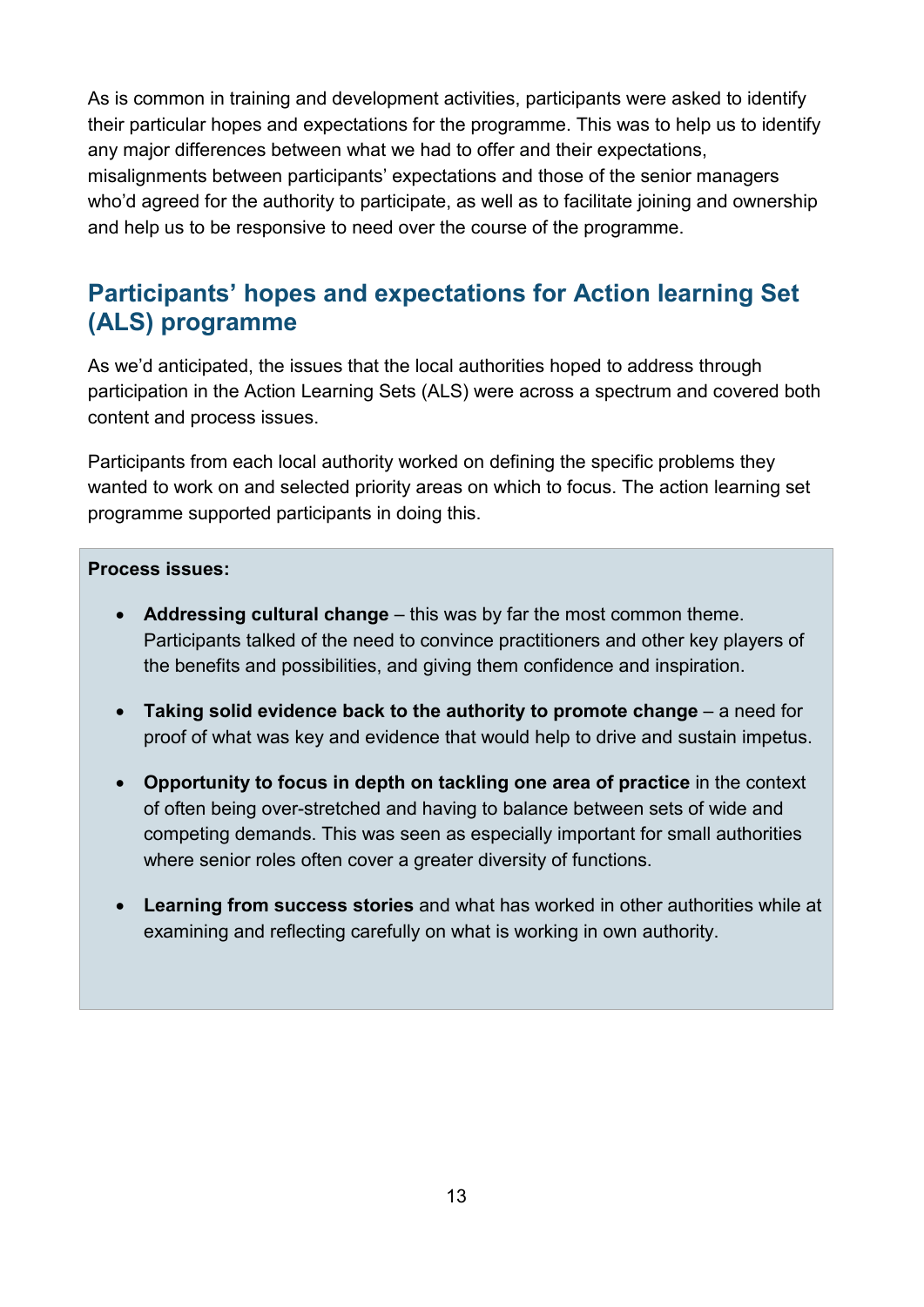As is common in training and development activities, participants were asked to identify their particular hopes and expectations for the programme. This was to help us to identify any major differences between what we had to offer and their expectations, misalignments between participants' expectations and those of the senior managers who'd agreed for the authority to participate, as well as to facilitate joining and ownership and help us to be responsive to need over the course of the programme.

## Participants' hopes and expectations for Action learning Set (ALS) programme

As we'd anticipated, the issues that the local authorities hoped to address through participation in the Action Learning Sets (ALS) were across a spectrum and covered both content and process issues.

Participants from each local authority worked on defining the specific problems they wanted to work on and selected priority areas on which to focus. The action learning set programme supported participants in doing this.

**Process issues:**

- **Addressing cultural change** – this was by far the most common theme. Participants talked of the need to convince practitioners and other key players of the benefits and possibilities, and giving them confidence and inspiration.
- **Taking solid evidence back to the authority to promote change** – a need for proof of what was key and evidence that would help to drive and sustain impetus.
- **Opportunity to focus in depth on tackling one area of practice** in the context of often being over-stretched and having to balance between sets of wide and competing demands. This was seen as especially important for small authorities where senior roles often cover a greater diversity of functions.
- **Learning from success stories** and what has worked in other authorities while at examining and reflecting carefully on what is working in own authority.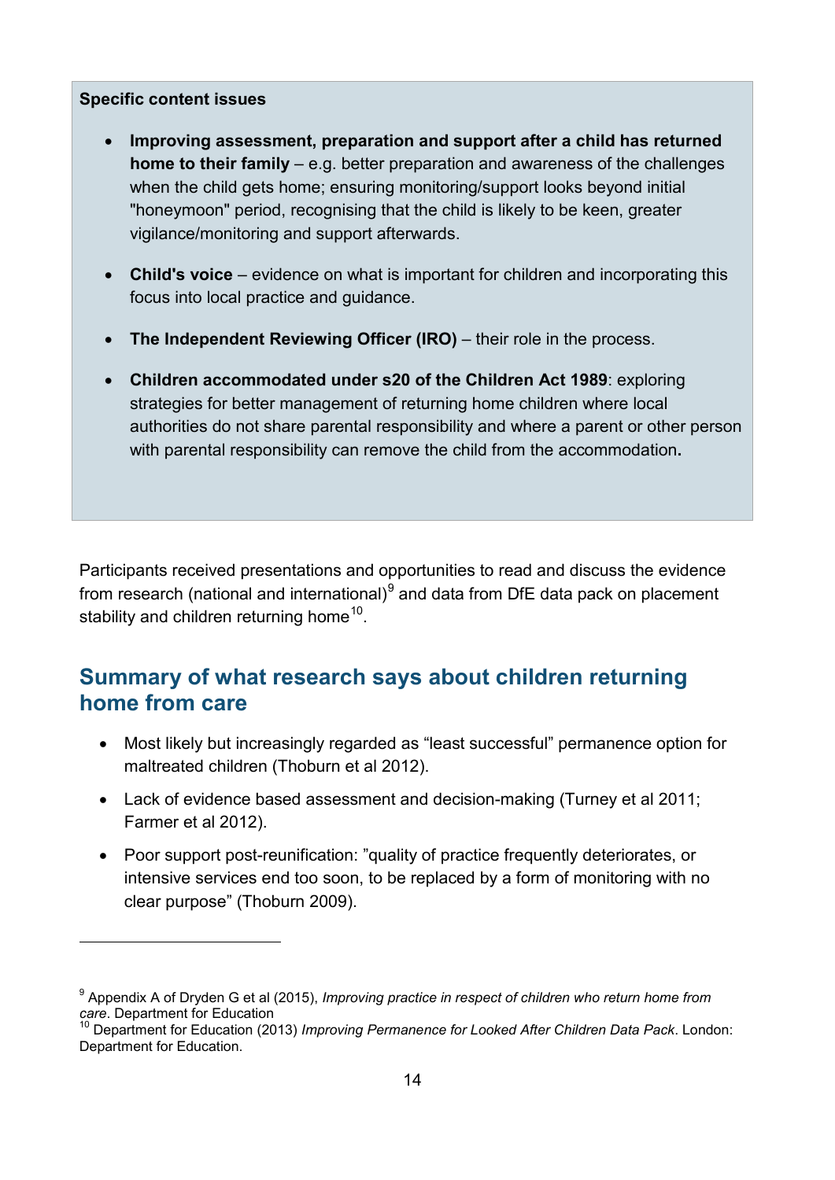**Specific content issues**

- **Improving assessment, preparation and support after a child has returned home to their family** – e.g. better preparation and awareness of the challenges when the child gets home; ensuring monitoring/support looks beyond initial "honeymoon" period, recognising that the child is likely to be keen, greater vigilance/monitoring and support afterwards.

- **Child's voice** – evidence on what is important for children and incorporating this focus into local practice and guidance.

- **The Independent Reviewing Officer (IRO)** – their role in the process.

- **Children accommodated under s20 of the Children Act 1989**: exploring strategies for better management of returning home children where local authorities do not share parental responsibility and where a parent or other person with parental responsibility can remove the child from the accommodation**.**

Participants received presentations and opportunities to read and discuss the evidence from research (national and international)[9] and data from DfE data pack on placement stability and children returning home[10].

## Summary of what research says about children returning home from care

- Most likely but increasingly regarded as "least successful" permanence option for maltreated children (Thoburn et al 2012).
- Lack of evidence based assessment and decision-making (Turney et al 2011; Farmer et al 2012).
- Poor support post-reunification: "quality of practice frequently deteriorates, or intensive services end too soon, to be replaced by a form of monitoring with no clear purpose" (Thoburn 2009).

[9] Appendix A of Dryden G et al (2015), *Improving practice in respect of children who return home from care*. Department for Education

[10] Department for Education (2013) *Improving Permanence for Looked After Children Data Pack*. London: Department for Education.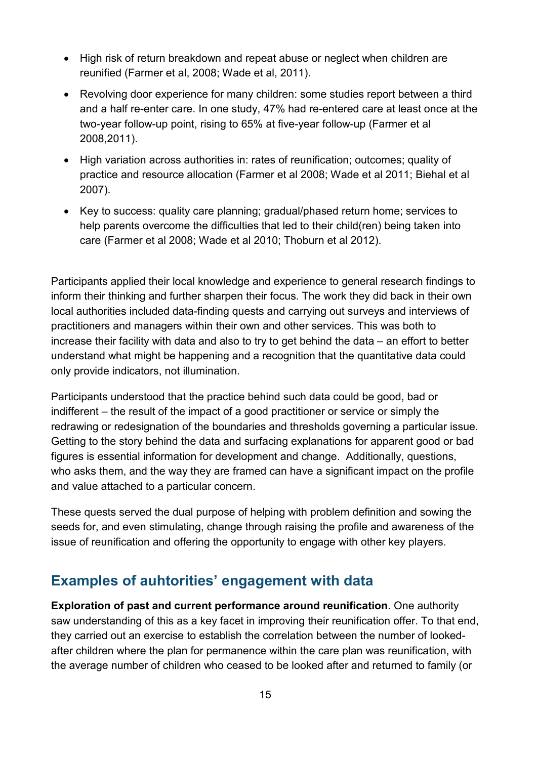- High risk of return breakdown and repeat abuse or neglect when children are reunified (Farmer et al, 2008; Wade et al, 2011).
- Revolving door experience for many children: some studies report between a third and a half re-enter care. In one study, 47% had re-entered care at least once at the two-year follow-up point, rising to 65% at five-year follow-up (Farmer et al 2008,2011).
- High variation across authorities in: rates of reunification; outcomes; quality of practice and resource allocation (Farmer et al 2008; Wade et al 2011; Biehal et al 2007).
- Key to success: quality care planning; gradual/phased return home; services to help parents overcome the difficulties that led to their child(ren) being taken into care (Farmer et al 2008; Wade et al 2010; Thoburn et al 2012).

Participants applied their local knowledge and experience to general research findings to inform their thinking and further sharpen their focus. The work they did back in their own local authorities included data-finding quests and carrying out surveys and interviews of practitioners and managers within their own and other services. This was both to increase their facility with data and also to try to get behind the data – an effort to better understand what might be happening and a recognition that the quantitative data could only provide indicators, not illumination.

Participants understood that the practice behind such data could be good, bad or indifferent – the result of the impact of a good practitioner or service or simply the redrawing or redesignation of the boundaries and thresholds governing a particular issue. Getting to the story behind the data and surfacing explanations for apparent good or bad figures is essential information for development and change. Additionally, questions, who asks them, and the way they are framed can have a significant impact on the profile and value attached to a particular concern.

These quests served the dual purpose of helping with problem definition and sowing the seeds for, and even stimulating, change through raising the profile and awareness of the issue of reunification and offering the opportunity to engage with other key players.

## Examples of auhtorities' engagement with data

**Exploration of past and current performance around reunification**. One authority saw understanding of this as a key facet in improving their reunification offer. To that end, they carried out an exercise to establish the correlation between the number of looked-after children where the plan for permanence within the care plan was reunification, with the average number of children who ceased to be looked after and returned to family (or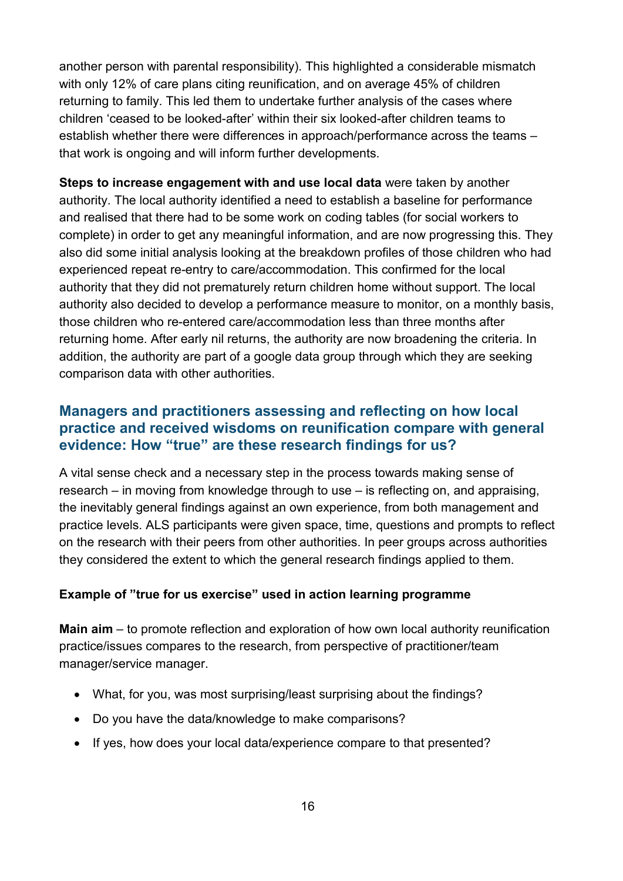another person with parental responsibility). This highlighted a considerable mismatch with only 12% of care plans citing reunification, and on average 45% of children returning to family. This led them to undertake further analysis of the cases where children 'ceased to be looked-after' within their six looked-after children teams to establish whether there were differences in approach/performance across the teams – that work is ongoing and will inform further developments.

**Steps to increase engagement with and use local data** were taken by another authority. The local authority identified a need to establish a baseline for performance and realised that there had to be some work on coding tables (for social workers to complete) in order to get any meaningful information, and are now progressing this. They also did some initial analysis looking at the breakdown profiles of those children who had experienced repeat re-entry to care/accommodation. This confirmed for the local authority that they did not prematurely return children home without support. The local authority also decided to develop a performance measure to monitor, on a monthly basis, those children who re-entered care/accommodation less than three months after returning home. After early nil returns, the authority are now broadening the criteria. In addition, the authority are part of a google data group through which they are seeking comparison data with other authorities.

## Managers and practitioners assessing and reflecting on how local practice and received wisdoms on reunification compare with general evidence: How "true" are these research findings for us?

A vital sense check and a necessary step in the process towards making sense of research – in moving from knowledge through to use – is reflecting on, and appraising, the inevitably general findings against an own experience, from both management and practice levels. ALS participants were given space, time, questions and prompts to reflect on the research with their peers from other authorities. In peer groups across authorities they considered the extent to which the general research findings applied to them.

**Example of "true for us exercise" used in action learning programme**

**Main aim** – to promote reflection and exploration of how own local authority reunification practice/issues compares to the research, from perspective of practitioner/team manager/service manager.

- What, for you, was most surprising/least surprising about the findings?
- Do you have the data/knowledge to make comparisons?
- If yes, how does your local data/experience compare to that presented?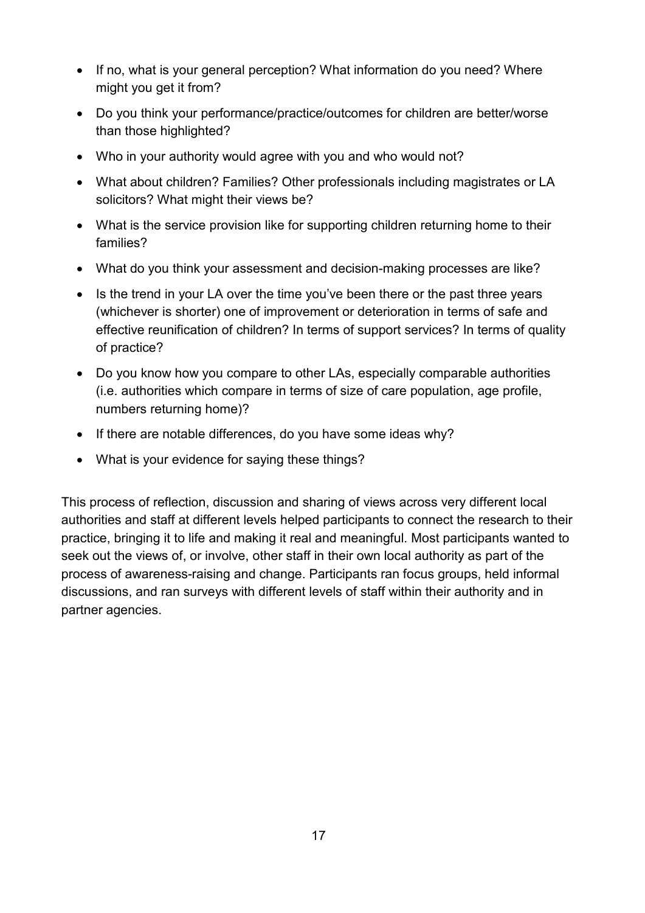- If no, what is your general perception? What information do you need? Where might you get it from?
- Do you think your performance/practice/outcomes for children are better/worse than those highlighted?
- Who in your authority would agree with you and who would not?
- What about children? Families? Other professionals including magistrates or LA solicitors? What might their views be?
- What is the service provision like for supporting children returning home to their families?
- What do you think your assessment and decision-making processes are like?
- Is the trend in your LA over the time you've been there or the past three years (whichever is shorter) one of improvement or deterioration in terms of safe and effective reunification of children? In terms of support services? In terms of quality of practice?
- Do you know how you compare to other LAs, especially comparable authorities (i.e. authorities which compare in terms of size of care population, age profile, numbers returning home)?
- If there are notable differences, do you have some ideas why?
- What is your evidence for saying these things?

This process of reflection, discussion and sharing of views across very different local authorities and staff at different levels helped participants to connect the research to their practice, bringing it to life and making it real and meaningful. Most participants wanted to seek out the views of, or involve, other staff in their own local authority as part of the process of awareness-raising and change. Participants ran focus groups, held informal discussions, and ran surveys with different levels of staff within their authority and in partner agencies.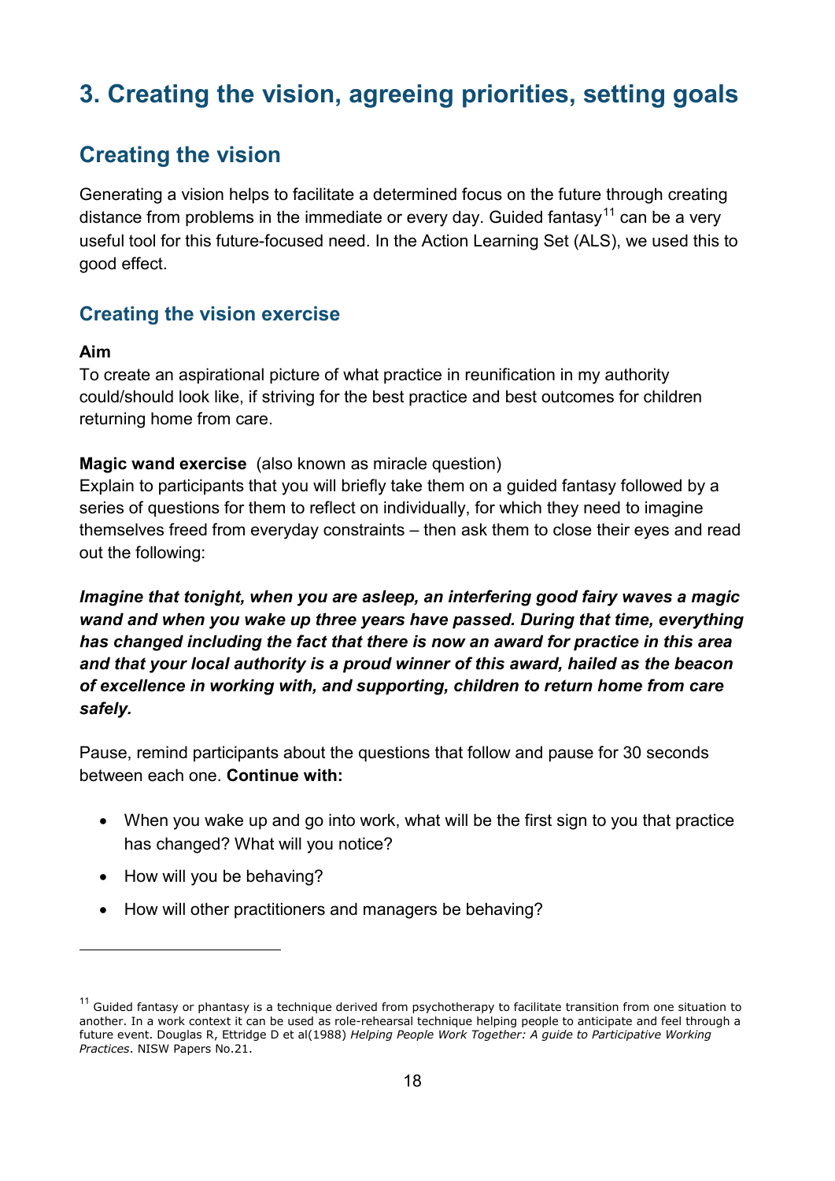# 3. Creating the vision, agreeing priorities, setting goals

## Creating the vision

Generating a vision helps to facilitate a determined focus on the future through creating distance from problems in the immediate or every day. Guided fantasy[11] can be a very useful tool for this future-focused need. In the Action Learning Set (ALS), we used this to good effect.

### Creating the vision exercise

**Aim**
To create an aspirational picture of what practice in reunification in my authority could/should look like, if striving for the best practice and best outcomes for children returning home from care.

**Magic wand exercise** (also known as miracle question)
Explain to participants that you will briefly take them on a guided fantasy followed by a series of questions for them to reflect on individually, for which they need to imagine themselves freed from everyday constraints – then ask them to close their eyes and read out the following:

***Imagine that tonight, when you are asleep, an interfering good fairy waves a magic wand and when you wake up three years have passed. During that time, everything has changed including the fact that there is now an award for practice in this area and that your local authority is a proud winner of this award, hailed as the beacon of excellence in working with, and supporting, children to return home from care safely.***

Pause, remind participants about the questions that follow and pause for 30 seconds between each one. **Continue with:**

- When you wake up and go into work, what will be the first sign to you that practice has changed? What will you notice?
- How will you be behaving?
- How will other practitioners and managers be behaving?

---

[11] Guided fantasy or phantasy is a technique derived from psychotherapy to facilitate transition from one situation to another. In a work context it can be used as role-rehearsal technique helping people to anticipate and feel through a future event. Douglas R, Ettridge D et al(1988) *Helping People Work Together: A guide to Participative Working Practices*. NISW Papers No.21.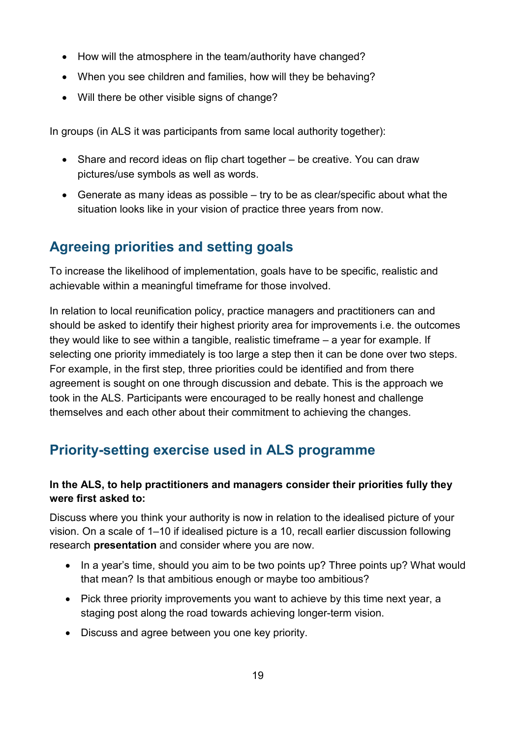- How will the atmosphere in the team/authority have changed?
- When you see children and families, how will they be behaving?
- Will there be other visible signs of change?

In groups (in ALS it was participants from same local authority together):

- Share and record ideas on flip chart together – be creative. You can draw pictures/use symbols as well as words.
- Generate as many ideas as possible – try to be as clear/specific about what the situation looks like in your vision of practice three years from now.

## Agreeing priorities and setting goals

To increase the likelihood of implementation, goals have to be specific, realistic and achievable within a meaningful timeframe for those involved.

In relation to local reunification policy, practice managers and practitioners can and should be asked to identify their highest priority area for improvements i.e. the outcomes they would like to see within a tangible, realistic timeframe – a year for example. If selecting one priority immediately is too large a step then it can be done over two steps. For example, in the first step, three priorities could be identified and from there agreement is sought on one through discussion and debate. This is the approach we took in the ALS. Participants were encouraged to be really honest and challenge themselves and each other about their commitment to achieving the changes.

## Priority-setting exercise used in ALS programme

**In the ALS, to help practitioners and managers consider their priorities fully they were first asked to:**

Discuss where you think your authority is now in relation to the idealised picture of your vision. On a scale of 1–10 if idealised picture is a 10, recall earlier discussion following research **presentation** and consider where you are now.

- In a year's time, should you aim to be two points up? Three points up? What would that mean? Is that ambitious enough or maybe too ambitious?
- Pick three priority improvements you want to achieve by this time next year, a staging post along the road towards achieving longer-term vision.
- Discuss and agree between you one key priority.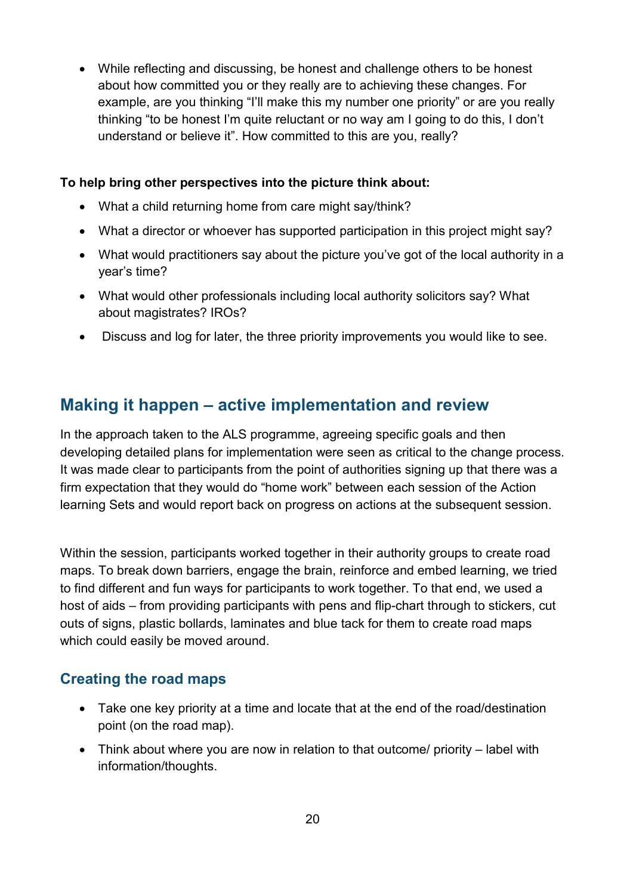- While reflecting and discussing, be honest and challenge others to be honest about how committed you or they really are to achieving these changes. For example, are you thinking "I'll make this my number one priority" or are you really thinking "to be honest I'm quite reluctant or no way am I going to do this, I don't understand or believe it". How committed to this are you, really?

**To help bring other perspectives into the picture think about:**

- What a child returning home from care might say/think?
- What a director or whoever has supported participation in this project might say?
- What would practitioners say about the picture you've got of the local authority in a year's time?
- What would other professionals including local authority solicitors say? What about magistrates? IROs?
- Discuss and log for later, the three priority improvements you would like to see.

## Making it happen – active implementation and review

In the approach taken to the ALS programme, agreeing specific goals and then developing detailed plans for implementation were seen as critical to the change process. It was made clear to participants from the point of authorities signing up that there was a firm expectation that they would do "home work" between each session of the Action learning Sets and would report back on progress on actions at the subsequent session.

Within the session, participants worked together in their authority groups to create road maps. To break down barriers, engage the brain, reinforce and embed learning, we tried to find different and fun ways for participants to work together. To that end, we used a host of aids – from providing participants with pens and flip-chart through to stickers, cut outs of signs, plastic bollards, laminates and blue tack for them to create road maps which could easily be moved around.

### Creating the road maps

- Take one key priority at a time and locate that at the end of the road/destination point (on the road map).
- Think about where you are now in relation to that outcome/ priority – label with information/thoughts.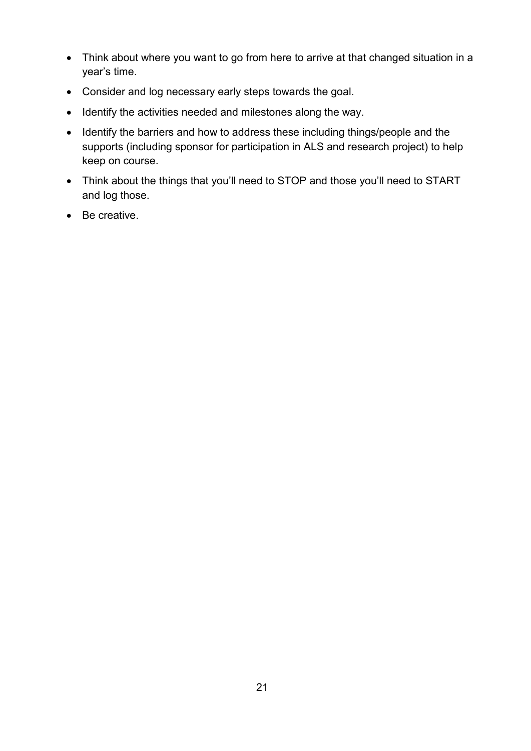- Think about where you want to go from here to arrive at that changed situation in a year's time.
- Consider and log necessary early steps towards the goal.
- Identify the activities needed and milestones along the way.
- Identify the barriers and how to address these including things/people and the supports (including sponsor for participation in ALS and research project) to help keep on course.
- Think about the things that you'll need to STOP and those you'll need to START and log those.
- Be creative.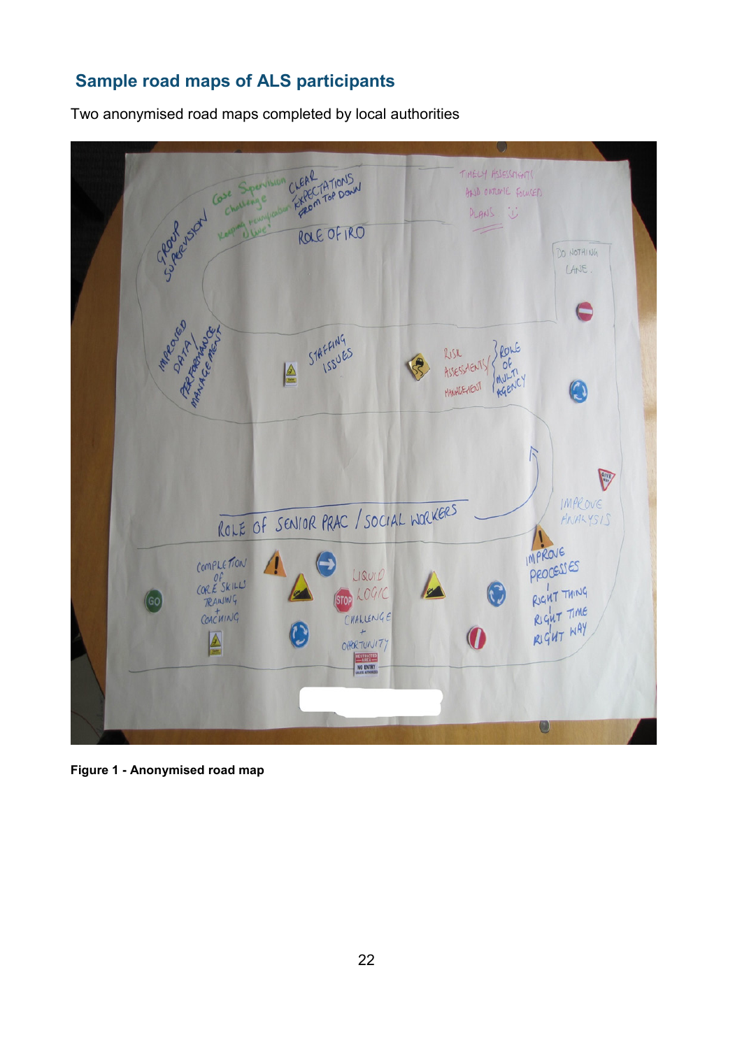## Sample road maps of ALS participants

Two anonymised road maps completed by local authorities

**Figure 1 - Anonymised road map**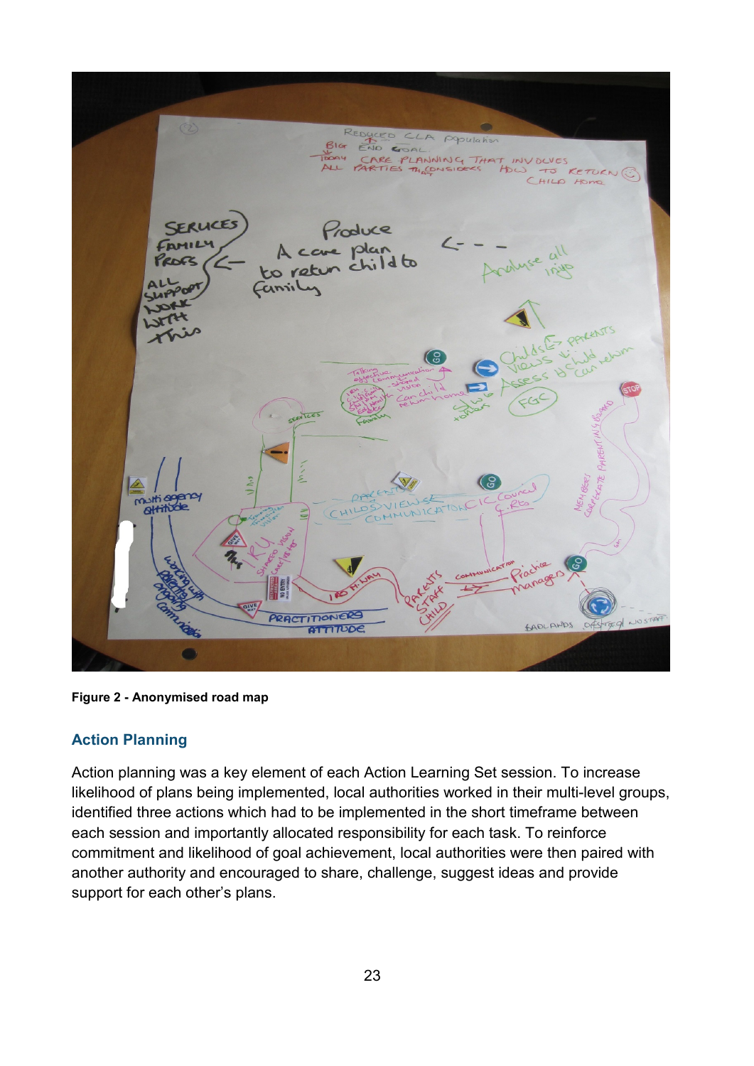Figure 2 - Anonymised road map

## Action Planning

Action planning was a key element of each Action Learning Set session. To increase likelihood of plans being implemented, local authorities worked in their multi-level groups, identified three actions which had to be implemented in the short timeframe between each session and importantly allocated responsibility for each task. To reinforce commitment and likelihood of goal achievement, local authorities were then paired with another authority and encouraged to share, challenge, suggest ideas and provide support for each other's plans.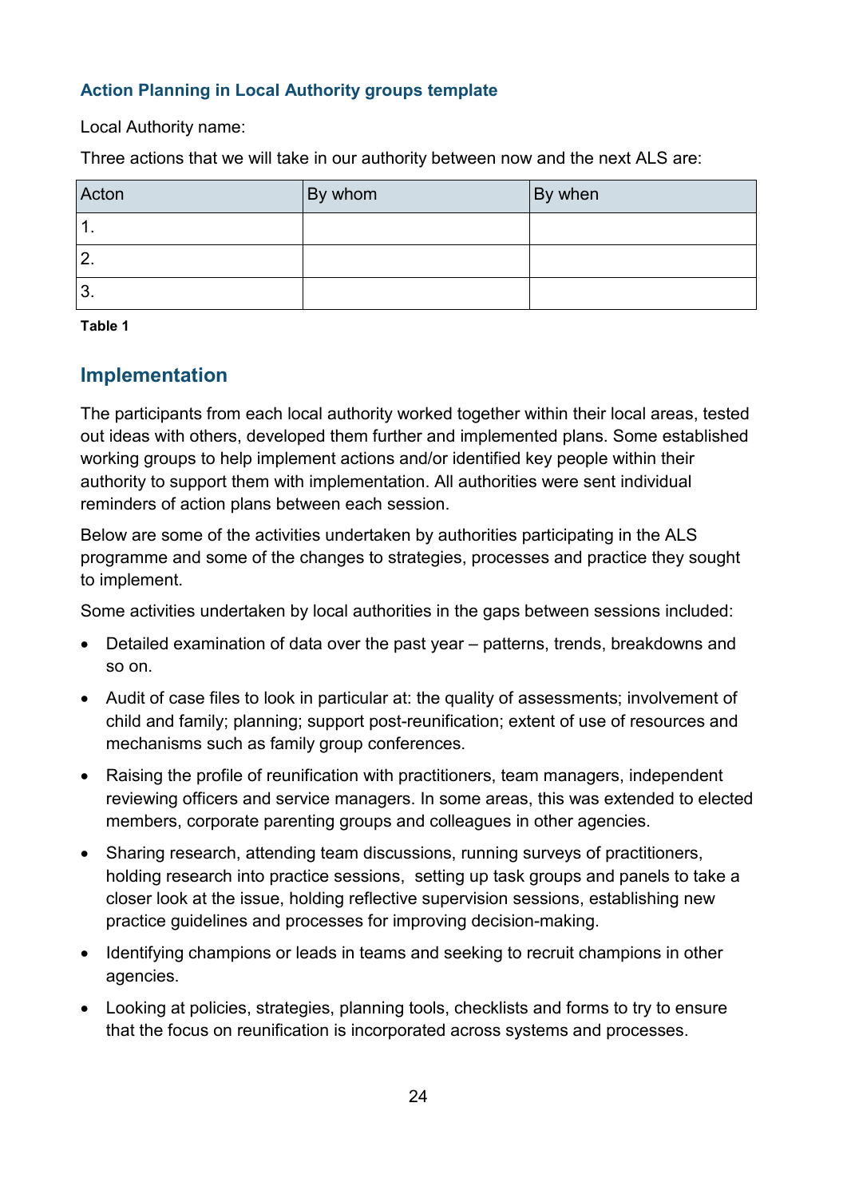### Action Planning in Local Authority groups template

Local Authority name:

Three actions that we will take in our authority between now and the next ALS are:

| Acton | By whom | By when |
| --- | --- | --- |
| 1. | | |
| 2. | | |
| 3. | | |

**Table 1**

## Implementation

The participants from each local authority worked together within their local areas, tested out ideas with others, developed them further and implemented plans. Some established working groups to help implement actions and/or identified key people within their authority to support them with implementation. All authorities were sent individual reminders of action plans between each session.

Below are some of the activities undertaken by authorities participating in the ALS programme and some of the changes to strategies, processes and practice they sought to implement.

Some activities undertaken by local authorities in the gaps between sessions included:

- Detailed examination of data over the past year – patterns, trends, breakdowns and so on.
- Audit of case files to look in particular at: the quality of assessments; involvement of child and family; planning; support post-reunification; extent of use of resources and mechanisms such as family group conferences.
- Raising the profile of reunification with practitioners, team managers, independent reviewing officers and service managers. In some areas, this was extended to elected members, corporate parenting groups and colleagues in other agencies.
- Sharing research, attending team discussions, running surveys of practitioners, holding research into practice sessions, setting up task groups and panels to take a closer look at the issue, holding reflective supervision sessions, establishing new practice guidelines and processes for improving decision-making.
- Identifying champions or leads in teams and seeking to recruit champions in other agencies.
- Looking at policies, strategies, planning tools, checklists and forms to try to ensure that the focus on reunification is incorporated across systems and processes.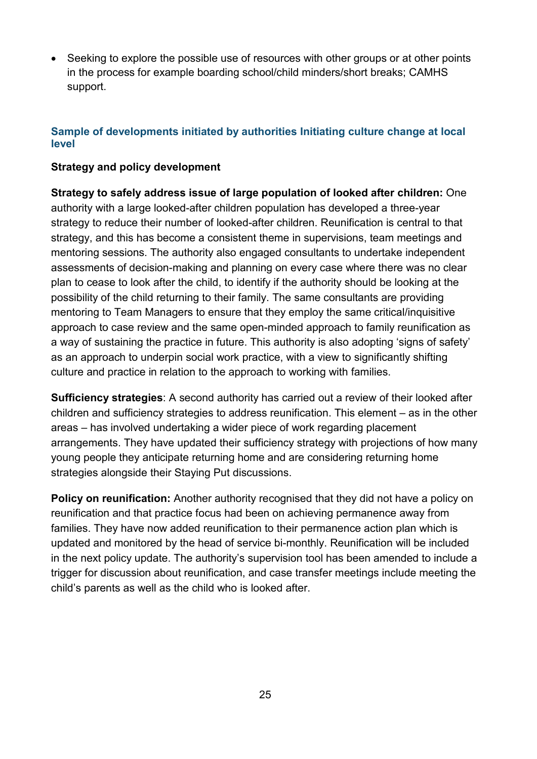- Seeking to explore the possible use of resources with other groups or at other points in the process for example boarding school/child minders/short breaks; CAMHS support.

### Sample of developments initiated by authorities Initiating culture change at local level

**Strategy and policy development**

**Strategy to safely address issue of large population of looked after children:** One authority with a large looked-after children population has developed a three-year strategy to reduce their number of looked-after children. Reunification is central to that strategy, and this has become a consistent theme in supervisions, team meetings and mentoring sessions. The authority also engaged consultants to undertake independent assessments of decision-making and planning on every case where there was no clear plan to cease to look after the child, to identify if the authority should be looking at the possibility of the child returning to their family. The same consultants are providing mentoring to Team Managers to ensure that they employ the same critical/inquisitive approach to case review and the same open-minded approach to family reunification as a way of sustaining the practice in future. This authority is also adopting 'signs of safety' as an approach to underpin social work practice, with a view to significantly shifting culture and practice in relation to the approach to working with families.

**Sufficiency strategies**: A second authority has carried out a review of their looked after children and sufficiency strategies to address reunification. This element – as in the other areas – has involved undertaking a wider piece of work regarding placement arrangements. They have updated their sufficiency strategy with projections of how many young people they anticipate returning home and are considering returning home strategies alongside their Staying Put discussions.

**Policy on reunification:** Another authority recognised that they did not have a policy on reunification and that practice focus had been on achieving permanence away from families. They have now added reunification to their permanence action plan which is updated and monitored by the head of service bi-monthly. Reunification will be included in the next policy update. The authority's supervision tool has been amended to include a trigger for discussion about reunification, and case transfer meetings include meeting the child's parents as well as the child who is looked after.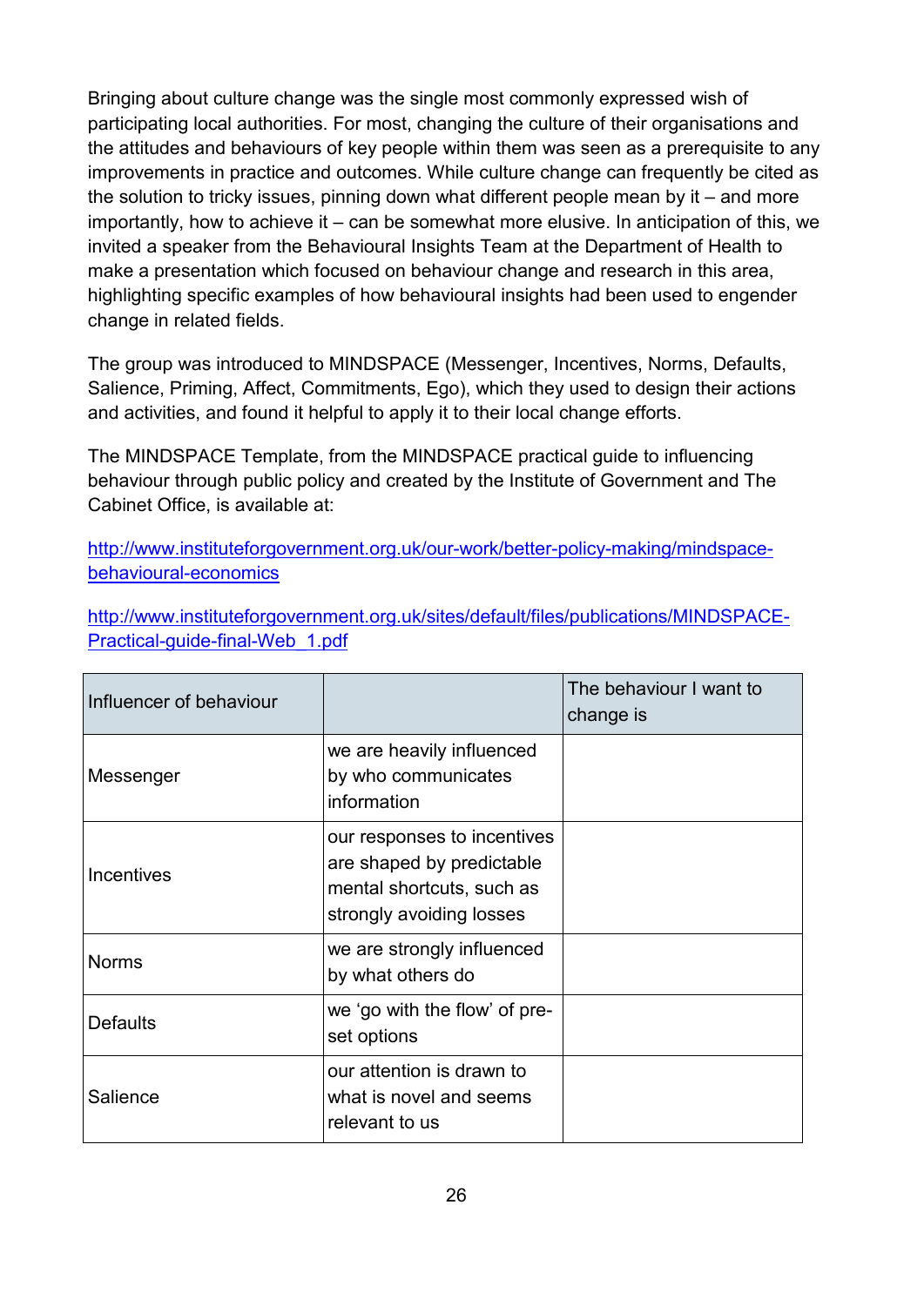Bringing about culture change was the single most commonly expressed wish of participating local authorities. For most, changing the culture of their organisations and the attitudes and behaviours of key people within them was seen as a prerequisite to any improvements in practice and outcomes. While culture change can frequently be cited as the solution to tricky issues, pinning down what different people mean by it – and more importantly, how to achieve it – can be somewhat more elusive. In anticipation of this, we invited a speaker from the Behavioural Insights Team at the Department of Health to make a presentation which focused on behaviour change and research in this area, highlighting specific examples of how behavioural insights had been used to engender change in related fields.

The group was introduced to MINDSPACE (Messenger, Incentives, Norms, Defaults, Salience, Priming, Affect, Commitments, Ego), which they used to design their actions and activities, and found it helpful to apply it to their local change efforts.

The MINDSPACE Template, from the MINDSPACE practical guide to influencing behaviour through public policy and created by the Institute of Government and The Cabinet Office, is available at:

[http://www.instituteforgovernment.org.uk/our-work/better-policy-making/mindspace-behavioural-economics](http://www.instituteforgovernment.org.uk/our-work/better-policy-making/mindspace-behavioural-economics)

[http://www.instituteforgovernment.org.uk/sites/default/files/publications/MINDSPACE-Practical-guide-final-Web_1.pdf](http://www.instituteforgovernment.org.uk/sites/default/files/publications/MINDSPACE-Practical-guide-final-Web_1.pdf)

| Influencer of behaviour | | The behaviour I want to change is |
|---|---|---|
| Messenger | we are heavily influenced by who communicates information | |
| Incentives | our responses to incentives are shaped by predictable mental shortcuts, such as strongly avoiding losses | |
| Norms | we are strongly influenced by what others do | |
| Defaults | we 'go with the flow' of pre-set options | |
| Salience | our attention is drawn to what is novel and seems relevant to us | |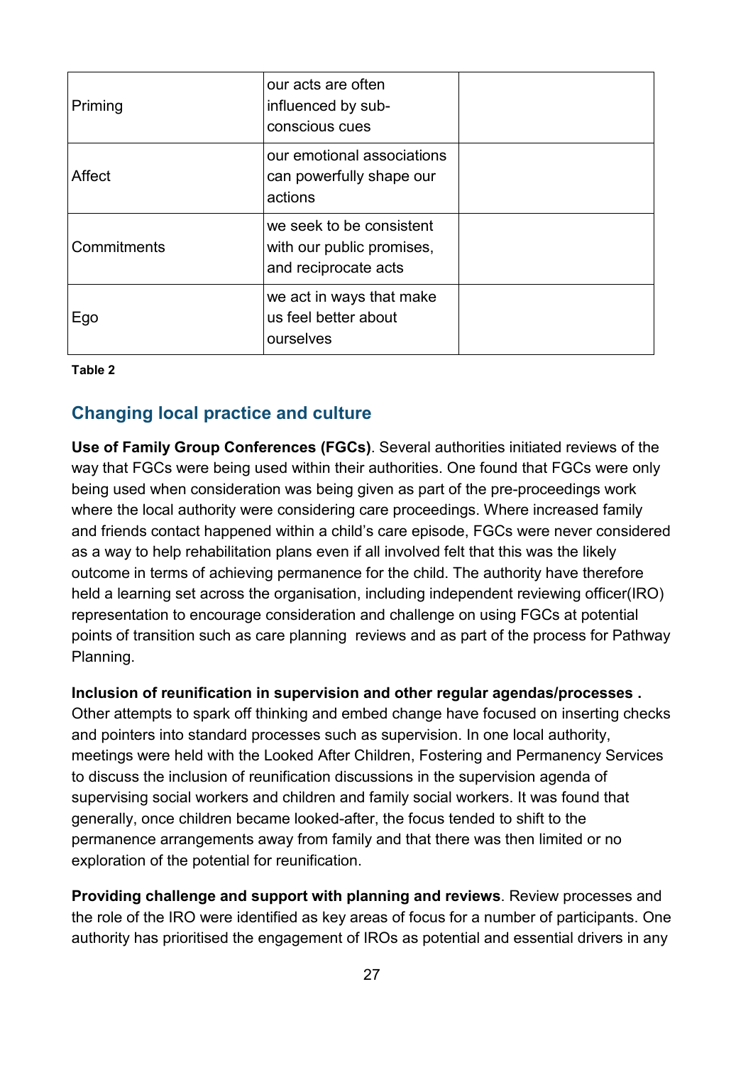| | | |
|---|---|---|
| Priming | our acts are often influenced by sub-conscious cues | |
| Affect | our emotional associations can powerfully shape our actions | |
| Commitments | we seek to be consistent with our public promises, and reciprocate acts | |
| Ego | we act in ways that make us feel better about ourselves | |

**Table 2**

## Changing local practice and culture

**Use of Family Group Conferences (FGCs)**. Several authorities initiated reviews of the way that FGCs were being used within their authorities. One found that FGCs were only being used when consideration was being given as part of the pre-proceedings work where the local authority were considering care proceedings. Where increased family and friends contact happened within a child's care episode, FGCs were never considered as a way to help rehabilitation plans even if all involved felt that this was the likely outcome in terms of achieving permanence for the child. The authority have therefore held a learning set across the organisation, including independent reviewing officer(IRO) representation to encourage consideration and challenge on using FGCs at potential points of transition such as care planning reviews and as part of the process for Pathway Planning.

**Inclusion of reunification in supervision and other regular agendas/processes .** Other attempts to spark off thinking and embed change have focused on inserting checks and pointers into standard processes such as supervision. In one local authority, meetings were held with the Looked After Children, Fostering and Permanency Services to discuss the inclusion of reunification discussions in the supervision agenda of supervising social workers and children and family social workers. It was found that generally, once children became looked-after, the focus tended to shift to the permanence arrangements away from family and that there was then limited or no exploration of the potential for reunification.

**Providing challenge and support with planning and reviews**. Review processes and the role of the IRO were identified as key areas of focus for a number of participants. One authority has prioritised the engagement of IROs as potential and essential drivers in any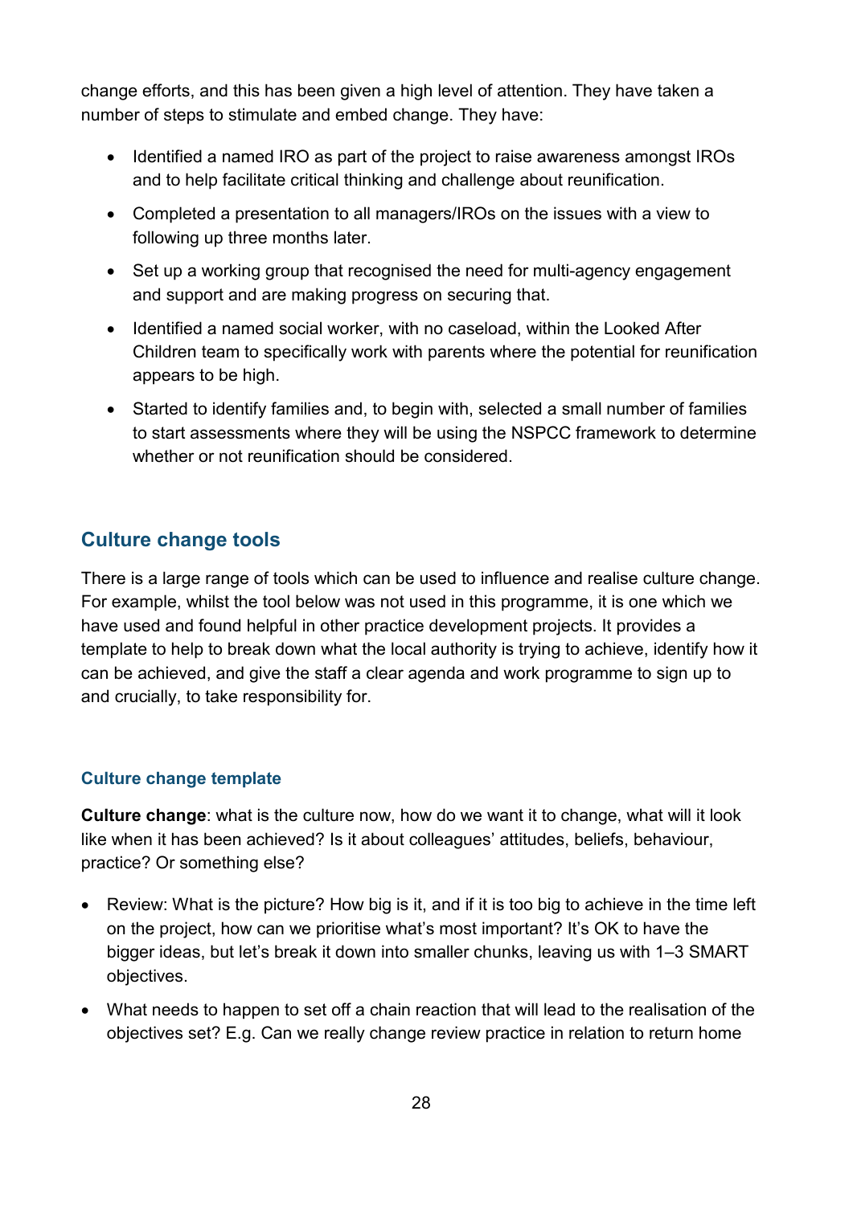change efforts, and this has been given a high level of attention. They have taken a number of steps to stimulate and embed change. They have:

- Identified a named IRO as part of the project to raise awareness amongst IROs and to help facilitate critical thinking and challenge about reunification.
- Completed a presentation to all managers/IROs on the issues with a view to following up three months later.
- Set up a working group that recognised the need for multi-agency engagement and support and are making progress on securing that.
- Identified a named social worker, with no caseload, within the Looked After Children team to specifically work with parents where the potential for reunification appears to be high.
- Started to identify families and, to begin with, selected a small number of families to start assessments where they will be using the NSPCC framework to determine whether or not reunification should be considered.

## Culture change tools

There is a large range of tools which can be used to influence and realise culture change. For example, whilst the tool below was not used in this programme, it is one which we have used and found helpful in other practice development projects. It provides a template to help to break down what the local authority is trying to achieve, identify how it can be achieved, and give the staff a clear agenda and work programme to sign up to and crucially, to take responsibility for.

### Culture change template

**Culture change**: what is the culture now, how do we want it to change, what will it look like when it has been achieved? Is it about colleagues' attitudes, beliefs, behaviour, practice? Or something else?

- Review: What is the picture? How big is it, and if it is too big to achieve in the time left on the project, how can we prioritise what's most important? It's OK to have the bigger ideas, but let's break it down into smaller chunks, leaving us with 1–3 SMART objectives.
- What needs to happen to set off a chain reaction that will lead to the realisation of the objectives set? E.g. Can we really change review practice in relation to return home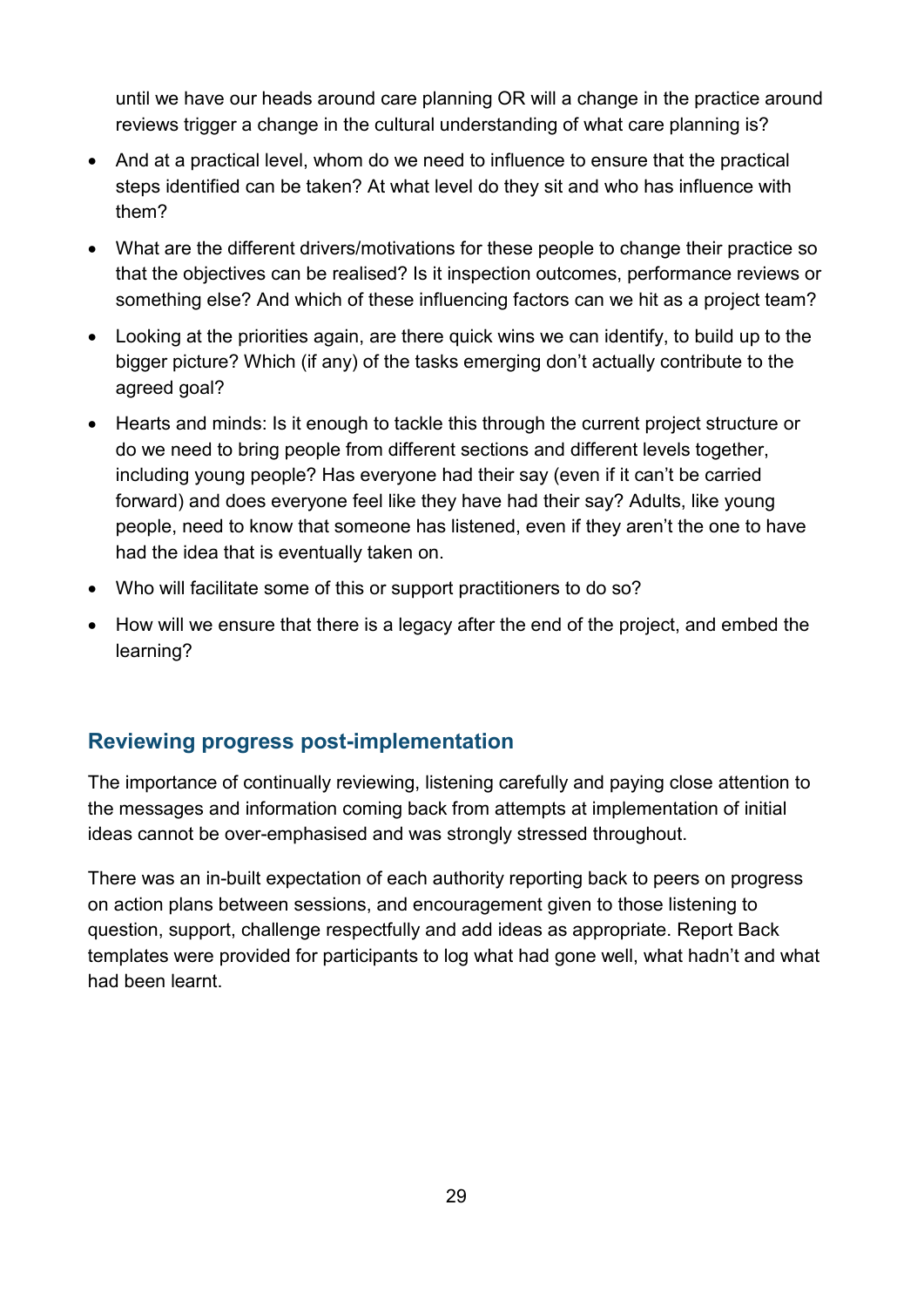until we have our heads around care planning OR will a change in the practice around reviews trigger a change in the cultural understanding of what care planning is?

- And at a practical level, whom do we need to influence to ensure that the practical steps identified can be taken? At what level do they sit and who has influence with them?
- What are the different drivers/motivations for these people to change their practice so that the objectives can be realised? Is it inspection outcomes, performance reviews or something else? And which of these influencing factors can we hit as a project team?
- Looking at the priorities again, are there quick wins we can identify, to build up to the bigger picture? Which (if any) of the tasks emerging don't actually contribute to the agreed goal?
- Hearts and minds: Is it enough to tackle this through the current project structure or do we need to bring people from different sections and different levels together, including young people? Has everyone had their say (even if it can't be carried forward) and does everyone feel like they have had their say? Adults, like young people, need to know that someone has listened, even if they aren't the one to have had the idea that is eventually taken on.
- Who will facilitate some of this or support practitioners to do so?
- How will we ensure that there is a legacy after the end of the project, and embed the learning?

## Reviewing progress post-implementation

The importance of continually reviewing, listening carefully and paying close attention to the messages and information coming back from attempts at implementation of initial ideas cannot be over-emphasised and was strongly stressed throughout.

There was an in-built expectation of each authority reporting back to peers on progress on action plans between sessions, and encouragement given to those listening to question, support, challenge respectfully and add ideas as appropriate. Report Back templates were provided for participants to log what had gone well, what hadn't and what had been learnt.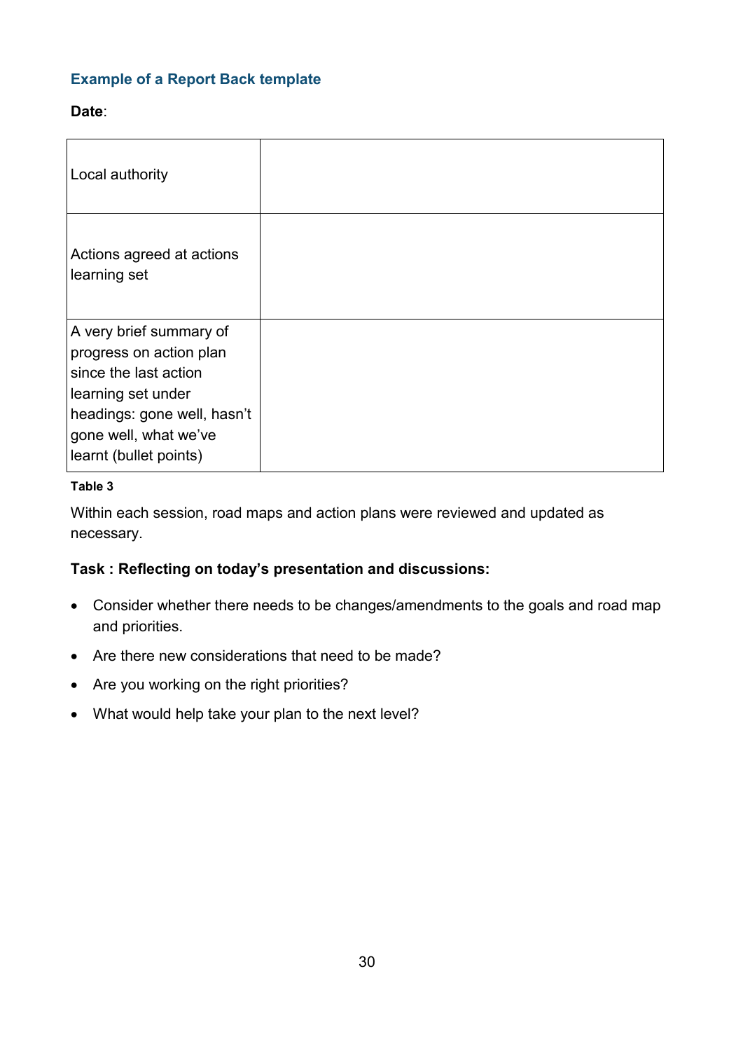### Example of a Report Back template

**Date**:

| | |
|---|---|
| Local authority | |
| Actions agreed at actions learning set | |
| A very brief summary of progress on action plan since the last action learning set under headings: gone well, hasn't gone well, what we've learnt (bullet points) | |

**Table 3**

Within each session, road maps and action plans were reviewed and updated as necessary.

**Task : Reflecting on today's presentation and discussions:**

- Consider whether there needs to be changes/amendments to the goals and road map and priorities.
- Are there new considerations that need to be made?
- Are you working on the right priorities?
- What would help take your plan to the next level?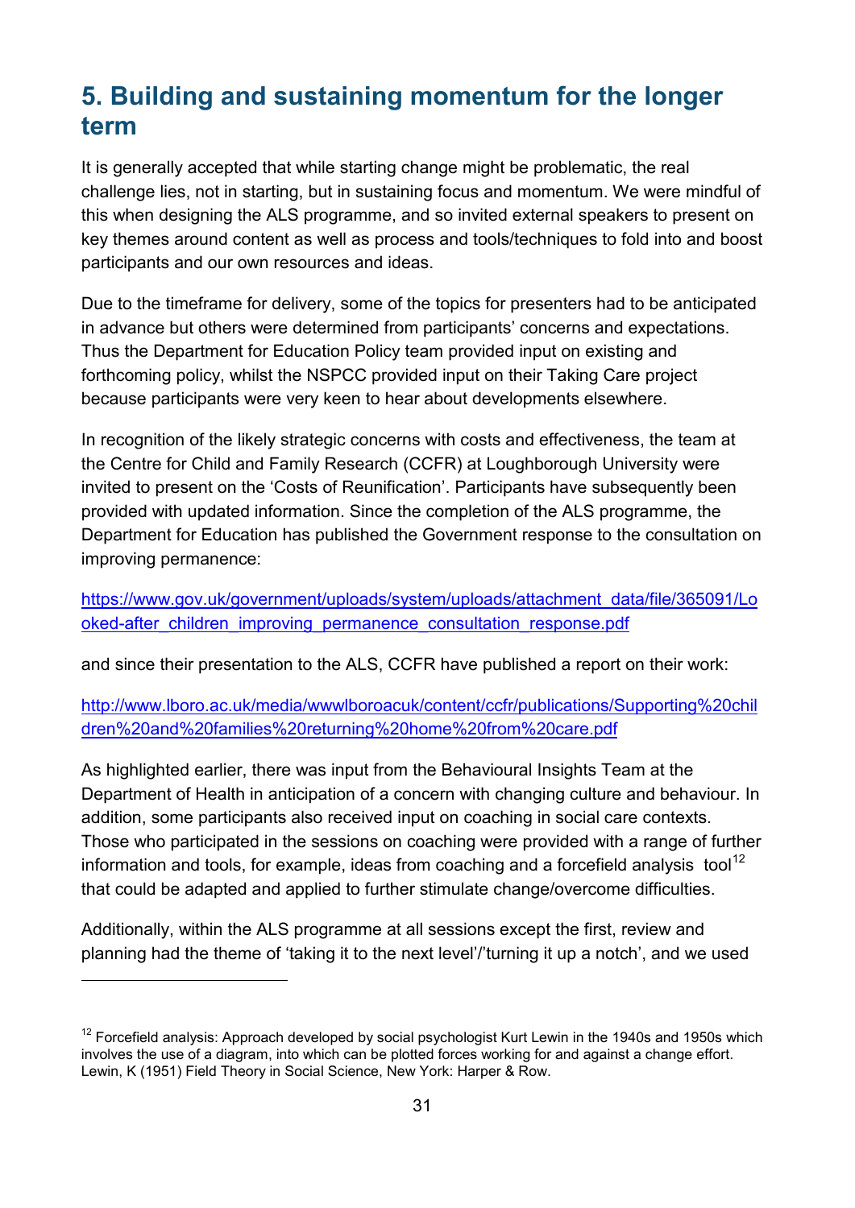## 5. Building and sustaining momentum for the longer term

It is generally accepted that while starting change might be problematic, the real challenge lies, not in starting, but in sustaining focus and momentum. We were mindful of this when designing the ALS programme, and so invited external speakers to present on key themes around content as well as process and tools/techniques to fold into and boost participants and our own resources and ideas.

Due to the timeframe for delivery, some of the topics for presenters had to be anticipated in advance but others were determined from participants' concerns and expectations. Thus the Department for Education Policy team provided input on existing and forthcoming policy, whilst the NSPCC provided input on their Taking Care project because participants were very keen to hear about developments elsewhere.

In recognition of the likely strategic concerns with costs and effectiveness, the team at the Centre for Child and Family Research (CCFR) at Loughborough University were invited to present on the 'Costs of Reunification'. Participants have subsequently been provided with updated information. Since the completion of the ALS programme, the Department for Education has published the Government response to the consultation on improving permanence:

https://www.gov.uk/government/uploads/system/uploads/attachment_data/file/365091/Looked-after_children_improving_permanence_consultation_response.pdf

and since their presentation to the ALS, CCFR have published a report on their work:

http://www.lboro.ac.uk/media/wwwlboroacuk/content/ccfr/publications/Supporting%20children%20and%20families%20returning%20home%20from%20care.pdf

As highlighted earlier, there was input from the Behavioural Insights Team at the Department of Health in anticipation of a concern with changing culture and behaviour. In addition, some participants also received input on coaching in social care contexts. Those who participated in the sessions on coaching were provided with a range of further information and tools, for example, ideas from coaching and a forcefield analysis tool[12] that could be adapted and applied to further stimulate change/overcome difficulties.

Additionally, within the ALS programme at all sessions except the first, review and planning had the theme of 'taking it to the next level'/'turning it up a notch', and we used

---

[12] Forcefield analysis: Approach developed by social psychologist Kurt Lewin in the 1940s and 1950s which involves the use of a diagram, into which can be plotted forces working for and against a change effort. Lewin, K (1951) Field Theory in Social Science, New York: Harper & Row.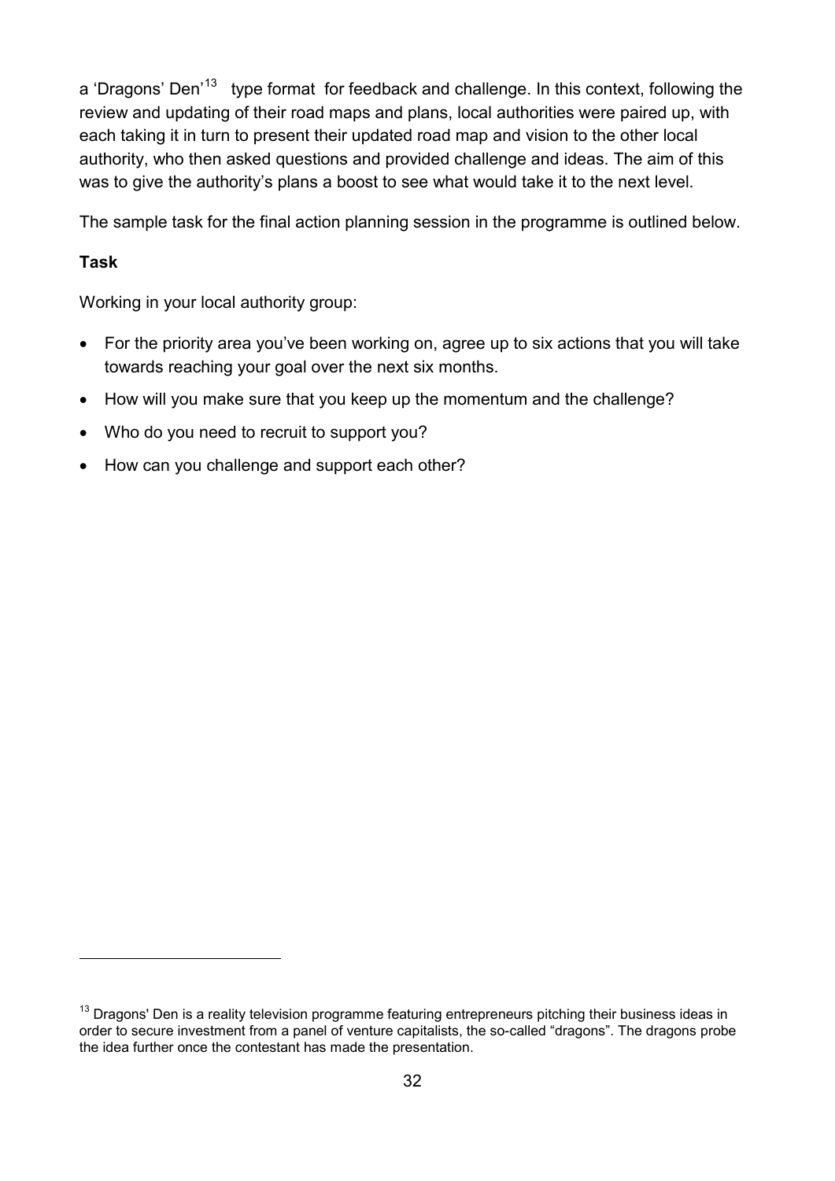a 'Dragons' Den'[13] type format for feedback and challenge. In this context, following the review and updating of their road maps and plans, local authorities were paired up, with each taking it in turn to present their updated road map and vision to the other local authority, who then asked questions and provided challenge and ideas. The aim of this was to give the authority's plans a boost to see what would take it to the next level.

The sample task for the final action planning session in the programme is outlined below.

**Task**

Working in your local authority group:

- For the priority area you've been working on, agree up to six actions that you will take towards reaching your goal over the next six months.
- How will you make sure that you keep up the momentum and the challenge?
- Who do you need to recruit to support you?
- How can you challenge and support each other?

---

[13] Dragons' Den is a reality television programme featuring entrepreneurs pitching their business ideas in order to secure investment from a panel of venture capitalists, the so-called "dragons". The dragons probe the idea further once the contestant has made the presentation.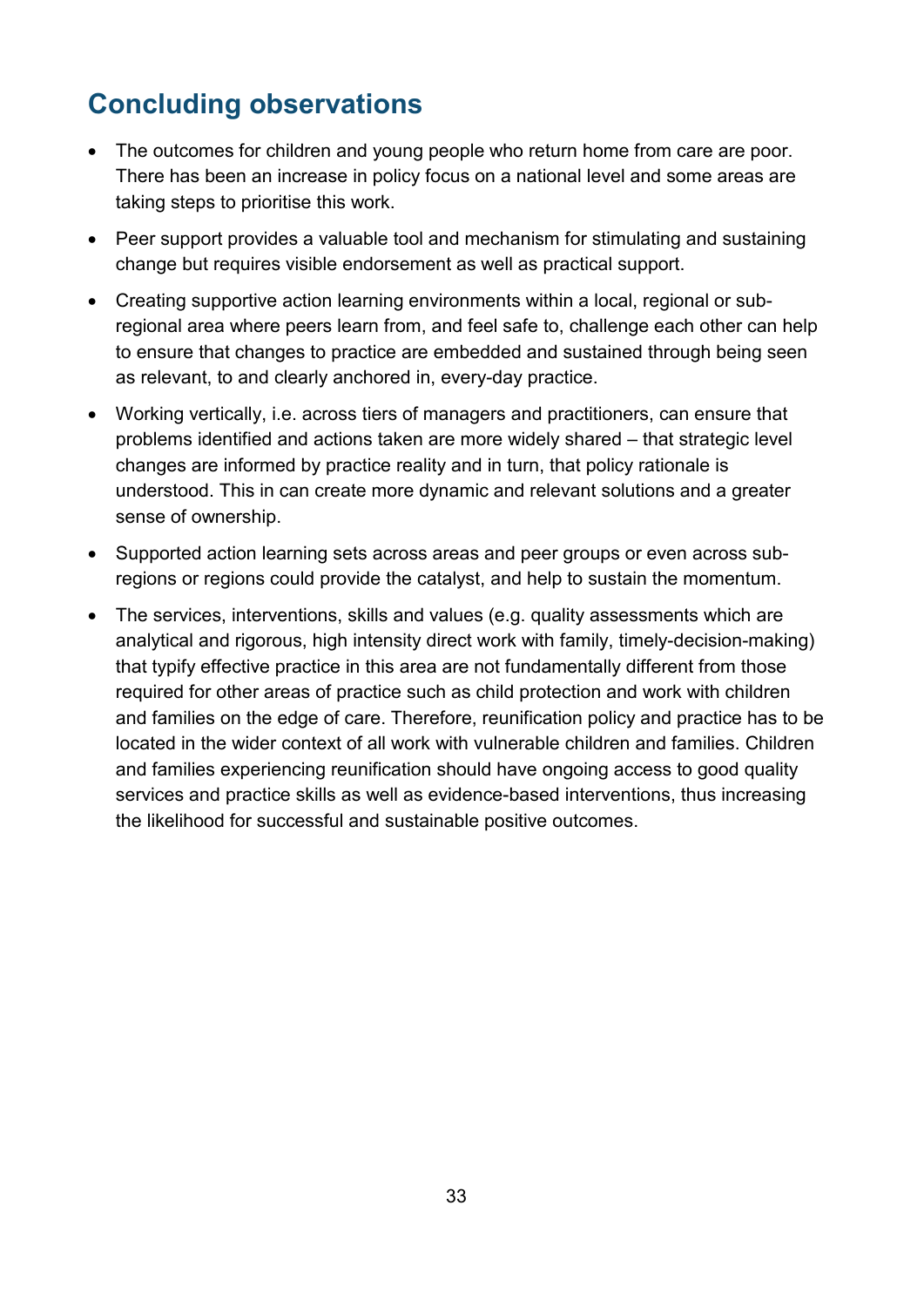## Concluding observations

- The outcomes for children and young people who return home from care are poor. There has been an increase in policy focus on a national level and some areas are taking steps to prioritise this work.
- Peer support provides a valuable tool and mechanism for stimulating and sustaining change but requires visible endorsement as well as practical support.
- Creating supportive action learning environments within a local, regional or sub-regional area where peers learn from, and feel safe to, challenge each other can help to ensure that changes to practice are embedded and sustained through being seen as relevant, to and clearly anchored in, every-day practice.
- Working vertically, i.e. across tiers of managers and practitioners, can ensure that problems identified and actions taken are more widely shared – that strategic level changes are informed by practice reality and in turn, that policy rationale is understood. This in can create more dynamic and relevant solutions and a greater sense of ownership.
- Supported action learning sets across areas and peer groups or even across sub-regions or regions could provide the catalyst, and help to sustain the momentum.
- The services, interventions, skills and values (e.g. quality assessments which are analytical and rigorous, high intensity direct work with family, timely-decision-making) that typify effective practice in this area are not fundamentally different from those required for other areas of practice such as child protection and work with children and families on the edge of care. Therefore, reunification policy and practice has to be located in the wider context of all work with vulnerable children and families. Children and families experiencing reunification should have ongoing access to good quality services and practice skills as well as evidence-based interventions, thus increasing the likelihood for successful and sustainable positive outcomes.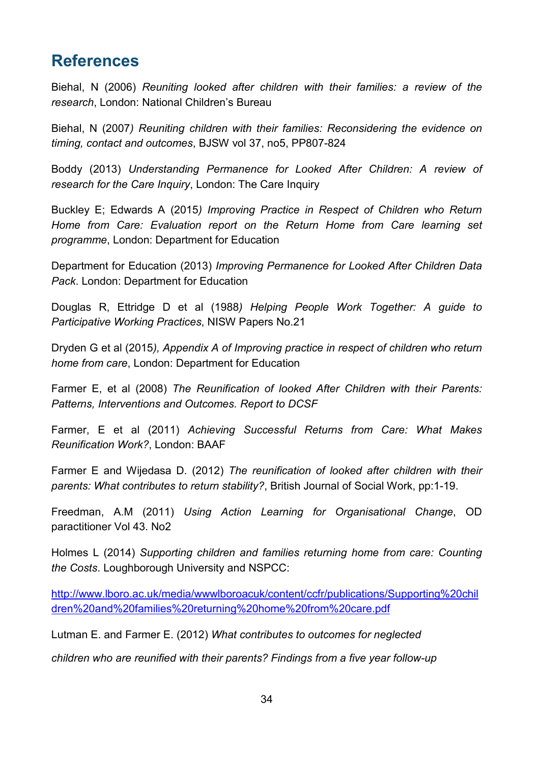## References

Biehal, N (2006) *Reuniting looked after children with their families: a review of the research*, London: National Children's Bureau

Biehal, N (2007*) Reuniting children with their families: Reconsidering the evidence on timing, contact and outcomes*, BJSW vol 37, no5, PP807-824

Boddy (2013) *Understanding Permanence for Looked After Children: A review of research for the Care Inquiry*, London: The Care Inquiry

Buckley E; Edwards A (2015*) Improving Practice in Respect of Children who Return Home from Care: Evaluation report on the Return Home from Care learning set programme*, London: Department for Education

Department for Education (2013) *Improving Permanence for Looked After Children Data Pack*. London: Department for Education

Douglas R, Ettridge D et al (1988*) Helping People Work Together: A guide to Participative Working Practices*, NISW Papers No.21

Dryden G et al (2015*), Appendix A of Improving practice in respect of children who return home from care*, London: Department for Education

Farmer E, et al (2008) *The Reunification of looked After Children with their Parents: Patterns, Interventions and Outcomes. Report to DCSF*

Farmer, E et al (2011) *Achieving Successful Returns from Care: What Makes Reunification Work?*, London: BAAF

Farmer E and Wijedasa D. (2012) *The reunification of looked after children with their parents: What contributes to return stability?*, British Journal of Social Work, pp:1-19.

Freedman, A.M (2011) *Using Action Learning for Organisational Change*, OD paractitioner Vol 43. No2

Holmes L (2014) *Supporting children and families returning home from care: Counting the Costs*. Loughborough University and NSPCC:

[http://www.lboro.ac.uk/media/wwwlboroacuk/content/ccfr/publications/Supporting%20children%20and%20families%20returning%20home%20from%20care.pdf](http://www.lboro.ac.uk/media/wwwlboroacuk/content/ccfr/publications/Supporting%20children%20and%20families%20returning%20home%20from%20care.pdf)

Lutman E. and Farmer E. (2012) *What contributes to outcomes for neglected children who are reunified with their parents? Findings from a five year follow-up*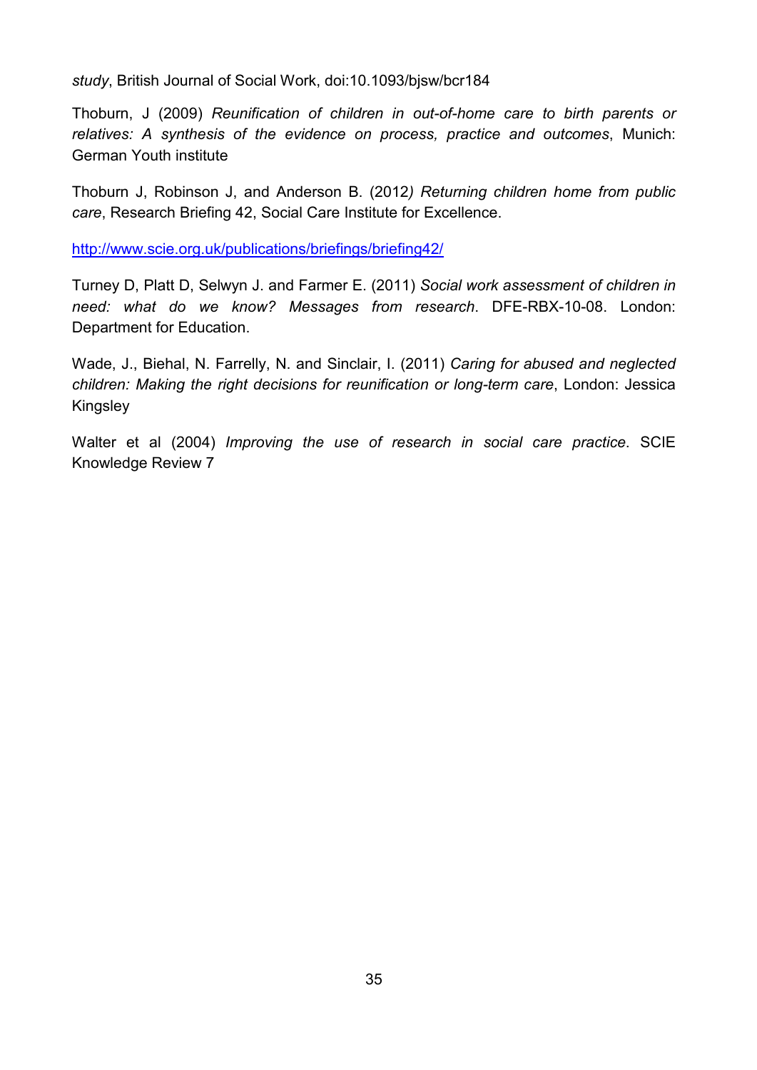*study*, British Journal of Social Work, doi:10.1093/bjsw/bcr184

Thoburn, J (2009) *Reunification of children in out-of-home care to birth parents or relatives: A synthesis of the evidence on process, practice and outcomes*, Munich: German Youth institute

Thoburn J, Robinson J, and Anderson B. (2012*) Returning children home from public care*, Research Briefing 42, Social Care Institute for Excellence.

http://www.scie.org.uk/publications/briefings/briefing42/

Turney D, Platt D, Selwyn J. and Farmer E. (2011) *Social work assessment of children in need: what do we know? Messages from research*. DFE-RBX-10-08. London: Department for Education.

Wade, J., Biehal, N. Farrelly, N. and Sinclair, I. (2011) *Caring for abused and neglected children: Making the right decisions for reunification or long-term care*, London: Jessica Kingsley

Walter et al (2004) *Improving the use of research in social care practice*. SCIE Knowledge Review 7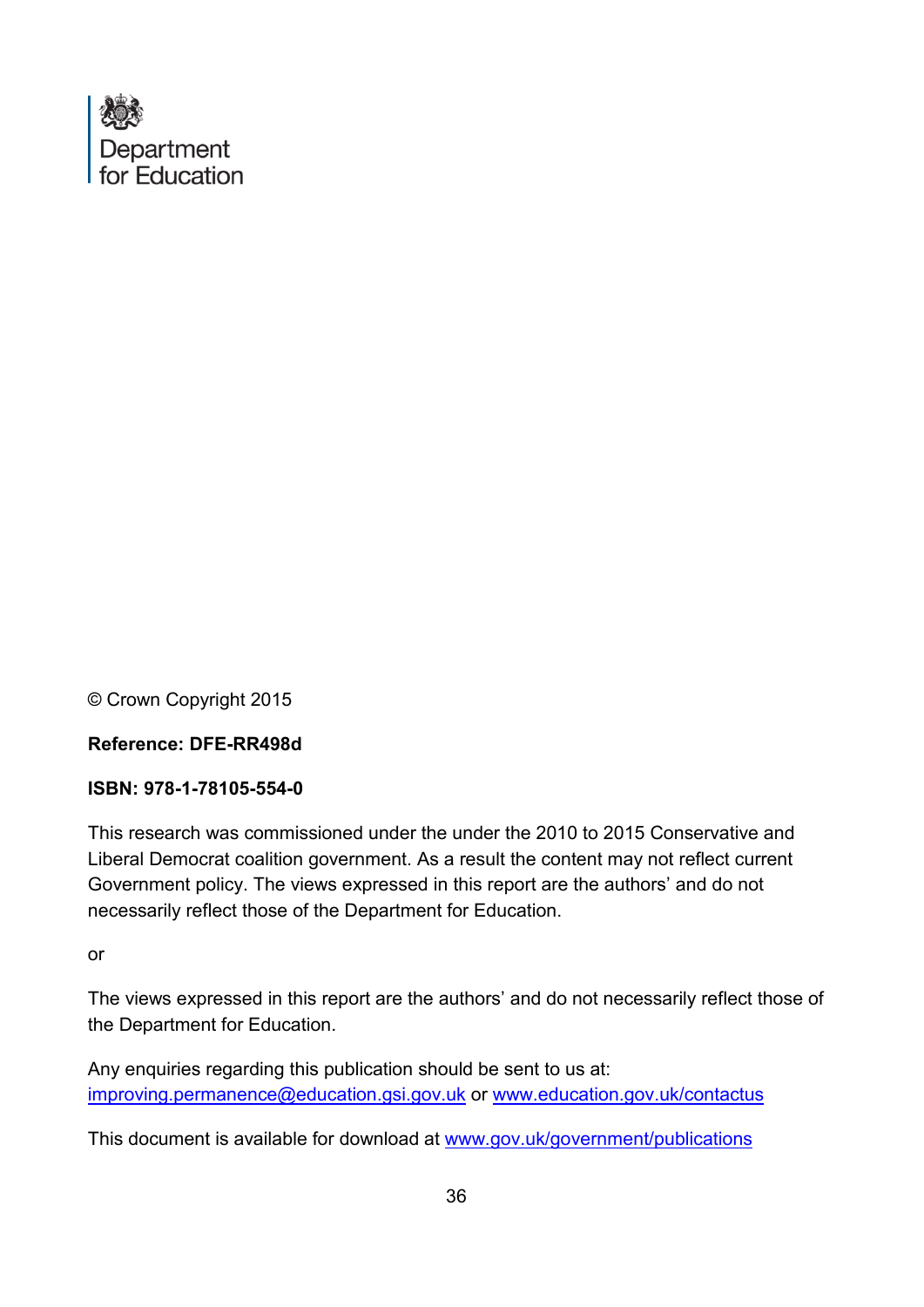Department for Education

© Crown Copyright 2015

**Reference: DFE-RR498d**

**ISBN: 978-1-78105-554-0**

This research was commissioned under the under the 2010 to 2015 Conservative and Liberal Democrat coalition government. As a result the content may not reflect current Government policy. The views expressed in this report are the authors' and do not necessarily reflect those of the Department for Education.

or

The views expressed in this report are the authors' and do not necessarily reflect those of the Department for Education.

Any enquiries regarding this publication should be sent to us at: improving.permanence@education.gsi.gov.uk or www.education.gov.uk/contactus

This document is available for download at www.gov.uk/government/publications